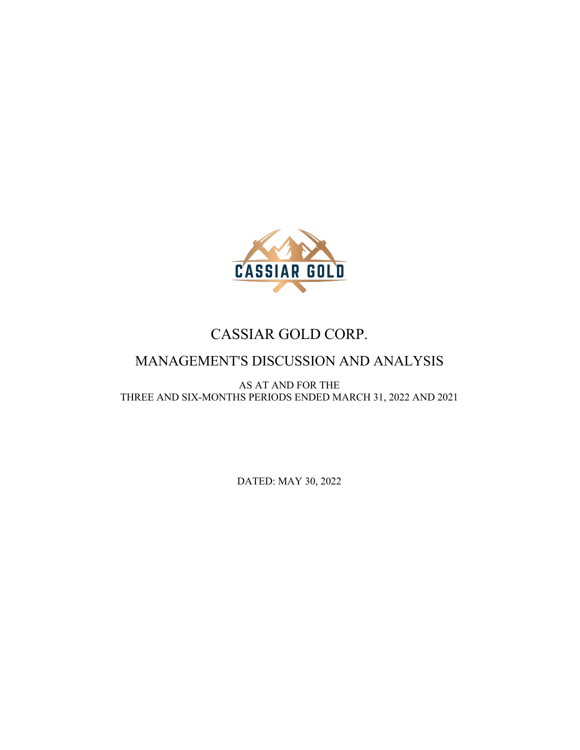# CASSIAR GOLD CORP.

## MANAGEMENT'S DISCUSSION AND ANALYSIS

AS AT AND FOR THE
THREE AND SIX-MONTHS PERIODS ENDED MARCH 31, 2022 AND 2021

DATED: MAY 30, 2022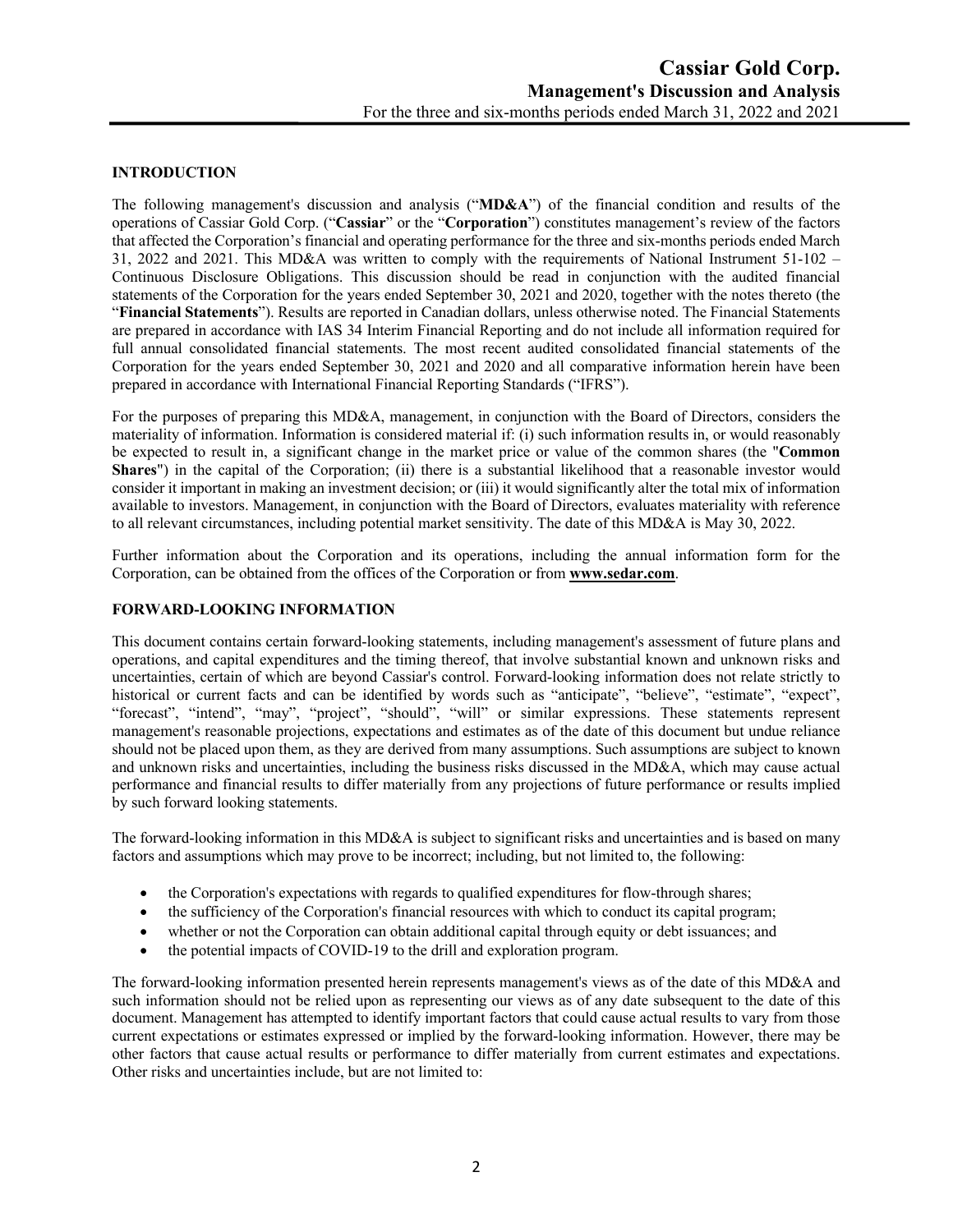## INTRODUCTION

The following management's discussion and analysis ("**MD&A**") of the financial condition and results of the operations of Cassiar Gold Corp. ("**Cassiar**" or the "**Corporation**") constitutes management's review of the factors that affected the Corporation's financial and operating performance for the three and six-months periods ended March 31, 2022 and 2021. This MD&A was written to comply with the requirements of National Instrument 51-102 – Continuous Disclosure Obligations. This discussion should be read in conjunction with the audited financial statements of the Corporation for the years ended September 30, 2021 and 2020, together with the notes thereto (the "**Financial Statements**"). Results are reported in Canadian dollars, unless otherwise noted. The Financial Statements are prepared in accordance with IAS 34 Interim Financial Reporting and do not include all information required for full annual consolidated financial statements. The most recent audited consolidated financial statements of the Corporation for the years ended September 30, 2021 and 2020 and all comparative information herein have been prepared in accordance with International Financial Reporting Standards ("IFRS").

For the purposes of preparing this MD&A, management, in conjunction with the Board of Directors, considers the materiality of information. Information is considered material if: (i) such information results in, or would reasonably be expected to result in, a significant change in the market price or value of the common shares (the "**Common Shares**") in the capital of the Corporation; (ii) there is a substantial likelihood that a reasonable investor would consider it important in making an investment decision; or (iii) it would significantly alter the total mix of information available to investors. Management, in conjunction with the Board of Directors, evaluates materiality with reference to all relevant circumstances, including potential market sensitivity. The date of this MD&A is May 30, 2022.

Further information about the Corporation and its operations, including the annual information form for the Corporation, can be obtained from the offices of the Corporation or from **www.sedar.com**.

## FORWARD-LOOKING INFORMATION

This document contains certain forward-looking statements, including management's assessment of future plans and operations, and capital expenditures and the timing thereof, that involve substantial known and unknown risks and uncertainties, certain of which are beyond Cassiar's control. Forward-looking information does not relate strictly to historical or current facts and can be identified by words such as "anticipate", "believe", "estimate", "expect", "forecast", "intend", "may", "project", "should", "will" or similar expressions. These statements represent management's reasonable projections, expectations and estimates as of the date of this document but undue reliance should not be placed upon them, as they are derived from many assumptions. Such assumptions are subject to known and unknown risks and uncertainties, including the business risks discussed in the MD&A, which may cause actual performance and financial results to differ materially from any projections of future performance or results implied by such forward looking statements.

The forward-looking information in this MD&A is subject to significant risks and uncertainties and is based on many factors and assumptions which may prove to be incorrect; including, but not limited to, the following:

- the Corporation's expectations with regards to qualified expenditures for flow-through shares;
- the sufficiency of the Corporation's financial resources with which to conduct its capital program;
- whether or not the Corporation can obtain additional capital through equity or debt issuances; and
- the potential impacts of COVID-19 to the drill and exploration program.

The forward-looking information presented herein represents management's views as of the date of this MD&A and such information should not be relied upon as representing our views as of any date subsequent to the date of this document. Management has attempted to identify important factors that could cause actual results to vary from those current expectations or estimates expressed or implied by the forward-looking information. However, there may be other factors that cause actual results or performance to differ materially from current estimates and expectations. Other risks and uncertainties include, but are not limited to: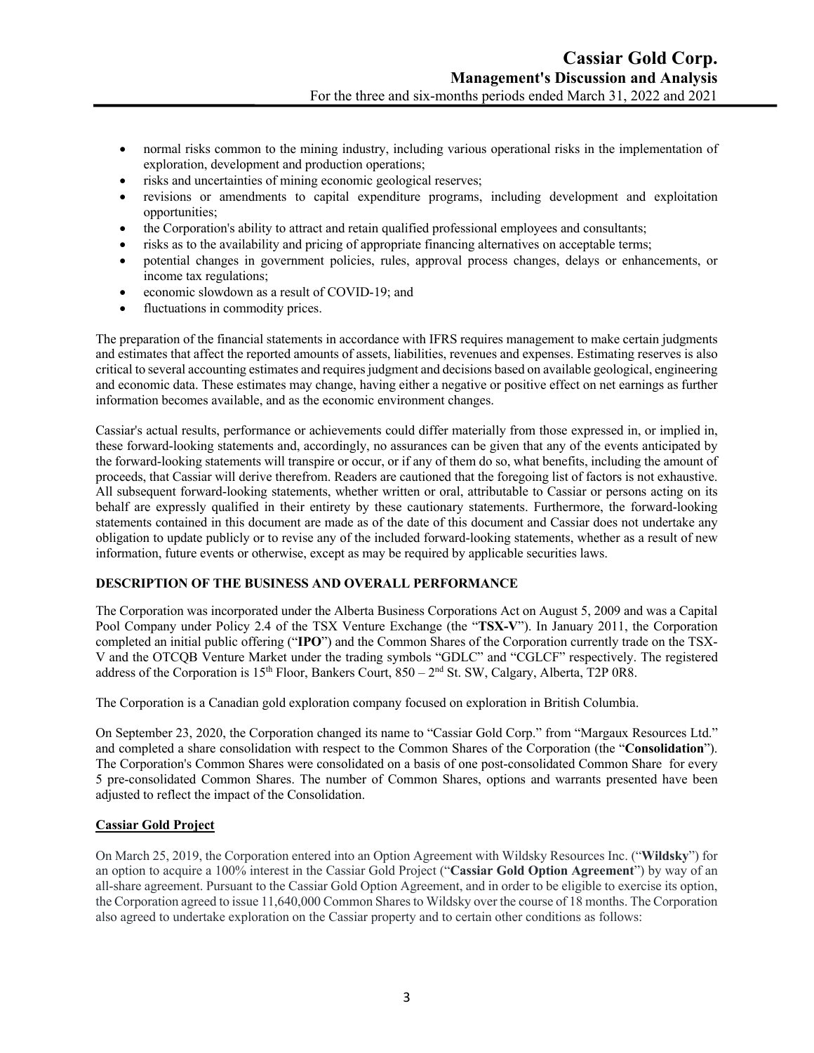- normal risks common to the mining industry, including various operational risks in the implementation of exploration, development and production operations;
- risks and uncertainties of mining economic geological reserves;
- revisions or amendments to capital expenditure programs, including development and exploitation opportunities;
- the Corporation's ability to attract and retain qualified professional employees and consultants;
- risks as to the availability and pricing of appropriate financing alternatives on acceptable terms;
- potential changes in government policies, rules, approval process changes, delays or enhancements, or income tax regulations;
- economic slowdown as a result of COVID-19; and
- fluctuations in commodity prices.

The preparation of the financial statements in accordance with IFRS requires management to make certain judgments and estimates that affect the reported amounts of assets, liabilities, revenues and expenses. Estimating reserves is also critical to several accounting estimates and requires judgment and decisions based on available geological, engineering and economic data. These estimates may change, having either a negative or positive effect on net earnings as further information becomes available, and as the economic environment changes.

Cassiar's actual results, performance or achievements could differ materially from those expressed in, or implied in, these forward-looking statements and, accordingly, no assurances can be given that any of the events anticipated by the forward-looking statements will transpire or occur, or if any of them do so, what benefits, including the amount of proceeds, that Cassiar will derive therefrom. Readers are cautioned that the foregoing list of factors is not exhaustive. All subsequent forward-looking statements, whether written or oral, attributable to Cassiar or persons acting on its behalf are expressly qualified in their entirety by these cautionary statements. Furthermore, the forward-looking statements contained in this document are made as of the date of this document and Cassiar does not undertake any obligation to update publicly or to revise any of the included forward-looking statements, whether as a result of new information, future events or otherwise, except as may be required by applicable securities laws.

## DESCRIPTION OF THE BUSINESS AND OVERALL PERFORMANCE

The Corporation was incorporated under the Alberta Business Corporations Act on August 5, 2009 and was a Capital Pool Company under Policy 2.4 of the TSX Venture Exchange (the "**TSX-V**"). In January 2011, the Corporation completed an initial public offering ("**IPO**") and the Common Shares of the Corporation currently trade on the TSX-V and the OTCQB Venture Market under the trading symbols "GDLC" and "CGLCF" respectively. The registered address of the Corporation is 15th Floor, Bankers Court, 850 – 2nd St. SW, Calgary, Alberta, T2P 0R8.

The Corporation is a Canadian gold exploration company focused on exploration in British Columbia.

On September 23, 2020, the Corporation changed its name to "Cassiar Gold Corp." from "Margaux Resources Ltd." and completed a share consolidation with respect to the Common Shares of the Corporation (the "**Consolidation**"). The Corporation's Common Shares were consolidated on a basis of one post-consolidated Common Share for every 5 pre-consolidated Common Shares. The number of Common Shares, options and warrants presented have been adjusted to reflect the impact of the Consolidation.

### Cassiar Gold Project

On March 25, 2019, the Corporation entered into an Option Agreement with Wildsky Resources Inc. ("**Wildsky**") for an option to acquire a 100% interest in the Cassiar Gold Project ("**Cassiar Gold Option Agreement**") by way of an all-share agreement. Pursuant to the Cassiar Gold Option Agreement, and in order to be eligible to exercise its option, the Corporation agreed to issue 11,640,000 Common Shares to Wildsky over the course of 18 months. The Corporation also agreed to undertake exploration on the Cassiar property and to certain other conditions as follows: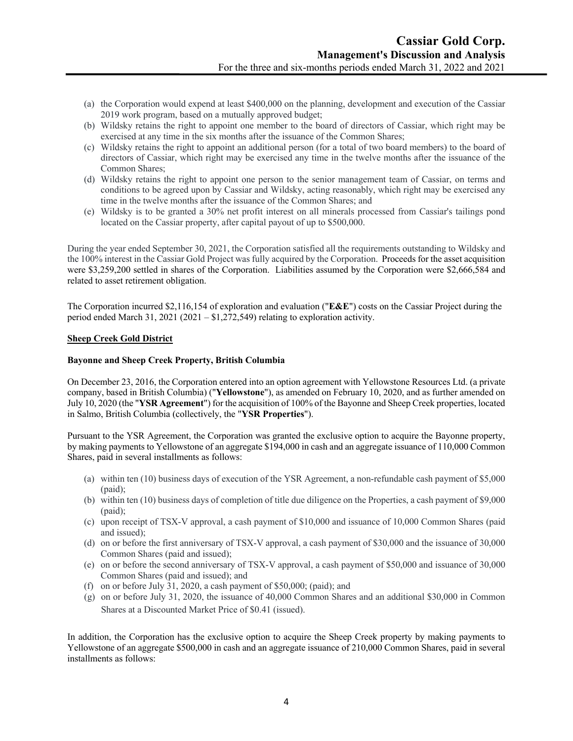(a) the Corporation would expend at least $400,000 on the planning, development and execution of the Cassiar 2019 work program, based on a mutually approved budget;
(b) Wildsky retains the right to appoint one member to the board of directors of Cassiar, which right may be exercised at any time in the six months after the issuance of the Common Shares;
(c) Wildsky retains the right to appoint an additional person (for a total of two board members) to the board of directors of Cassiar, which right may be exercised any time in the twelve months after the issuance of the Common Shares;
(d) Wildsky retains the right to appoint one person to the senior management team of Cassiar, on terms and conditions to be agreed upon by Cassiar and Wildsky, acting reasonably, which right may be exercised any time in the twelve months after the issuance of the Common Shares; and
(e) Wildsky is to be granted a 30% net profit interest on all minerals processed from Cassiar's tailings pond located on the Cassiar property, after capital payout of up to $500,000.

During the year ended September 30, 2021, the Corporation satisfied all the requirements outstanding to Wildsky and the 100% interest in the Cassiar Gold Project was fully acquired by the Corporation. Proceeds for the asset acquisition were $3,259,200 settled in shares of the Corporation. Liabilities assumed by the Corporation were $2,666,584 and related to asset retirement obligation.

The Corporation incurred $2,116,154 of exploration and evaluation ("**E&E**") costs on the Cassiar Project during the period ended March 31, 2021 (2021 – $1,272,549) relating to exploration activity.

**Sheep Creek Gold District**

**Bayonne and Sheep Creek Property, British Columbia**

On December 23, 2016, the Corporation entered into an option agreement with Yellowstone Resources Ltd. (a private company, based in British Columbia) ("**Yellowstone**"), as amended on February 10, 2020, and as further amended on July 10, 2020 (the "**YSR Agreement**") for the acquisition of 100% of the Bayonne and Sheep Creek properties, located in Salmo, British Columbia (collectively, the "**YSR Properties**").

Pursuant to the YSR Agreement, the Corporation was granted the exclusive option to acquire the Bayonne property, by making payments to Yellowstone of an aggregate $194,000 in cash and an aggregate issuance of 110,000 Common Shares, paid in several installments as follows:

(a) within ten (10) business days of execution of the YSR Agreement, a non-refundable cash payment of $5,000 (paid);
(b) within ten (10) business days of completion of title due diligence on the Properties, a cash payment of $9,000 (paid);
(c) upon receipt of TSX-V approval, a cash payment of $10,000 and issuance of 10,000 Common Shares (paid and issued);
(d) on or before the first anniversary of TSX-V approval, a cash payment of $30,000 and the issuance of 30,000 Common Shares (paid and issued);
(e) on or before the second anniversary of TSX-V approval, a cash payment of $50,000 and issuance of 30,000 Common Shares (paid and issued); and
(f) on or before July 31, 2020, a cash payment of $50,000; (paid); and
(g) on or before July 31, 2020, the issuance of 40,000 Common Shares and an additional $30,000 in Common Shares at a Discounted Market Price of $0.41 (issued).

In addition, the Corporation has the exclusive option to acquire the Sheep Creek property by making payments to Yellowstone of an aggregate $500,000 in cash and an aggregate issuance of 210,000 Common Shares, paid in several installments as follows: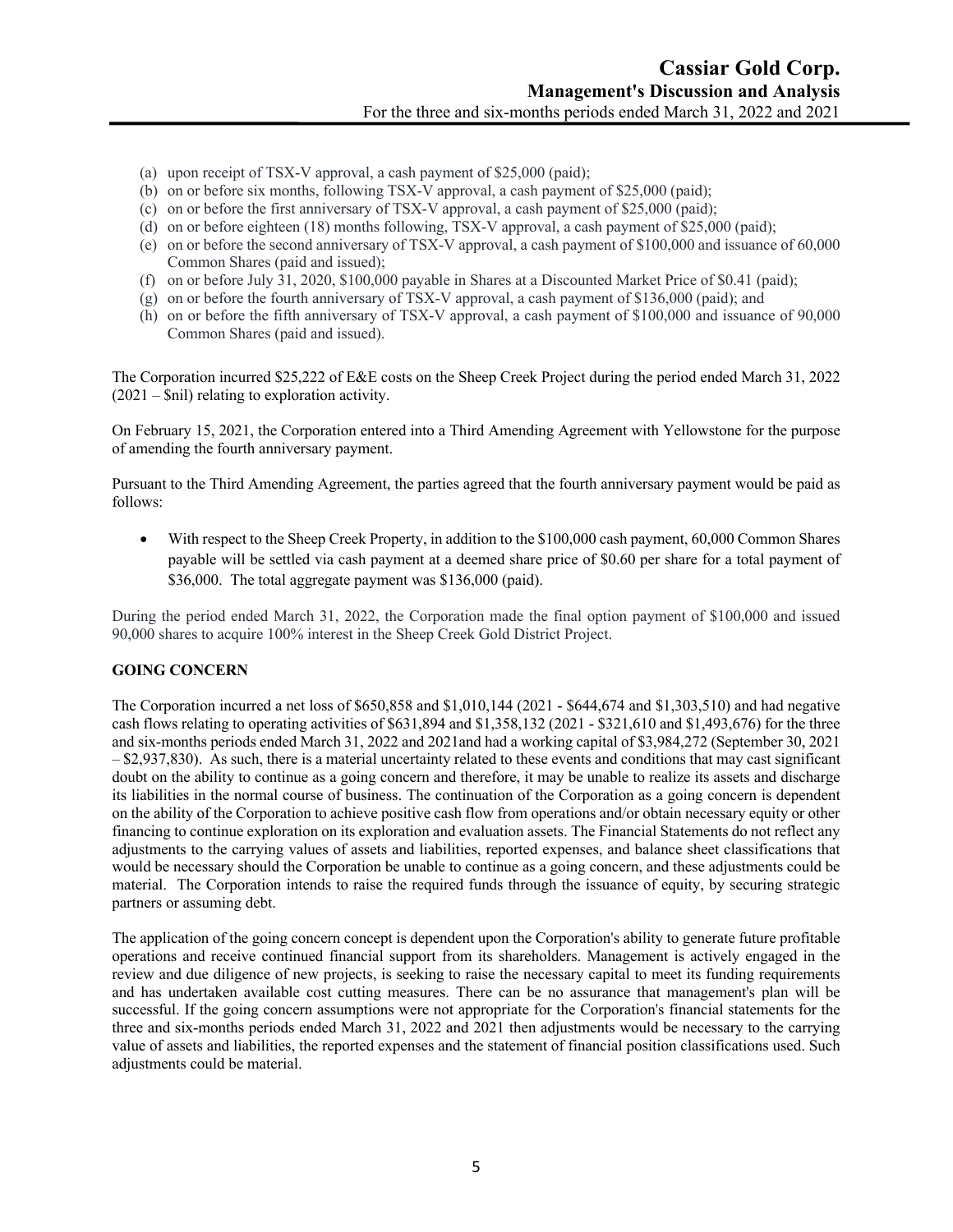(a) upon receipt of TSX-V approval, a cash payment of \$25,000 (paid);
(b) on or before six months, following TSX-V approval, a cash payment of \$25,000 (paid);
(c) on or before the first anniversary of TSX-V approval, a cash payment of \$25,000 (paid);
(d) on or before eighteen (18) months following, TSX-V approval, a cash payment of \$25,000 (paid);
(e) on or before the second anniversary of TSX-V approval, a cash payment of \$100,000 and issuance of 60,000 Common Shares (paid and issued);
(f) on or before July 31, 2020, \$100,000 payable in Shares at a Discounted Market Price of \$0.41 (paid);
(g) on or before the fourth anniversary of TSX-V approval, a cash payment of \$136,000 (paid); and
(h) on or before the fifth anniversary of TSX-V approval, a cash payment of \$100,000 and issuance of 90,000 Common Shares (paid and issued).

The Corporation incurred \$25,222 of E&E costs on the Sheep Creek Project during the period ended March 31, 2022 (2021 – \$nil) relating to exploration activity.

On February 15, 2021, the Corporation entered into a Third Amending Agreement with Yellowstone for the purpose of amending the fourth anniversary payment.

Pursuant to the Third Amending Agreement, the parties agreed that the fourth anniversary payment would be paid as follows:

- With respect to the Sheep Creek Property, in addition to the \$100,000 cash payment, 60,000 Common Shares payable will be settled via cash payment at a deemed share price of \$0.60 per share for a total payment of \$36,000. The total aggregate payment was \$136,000 (paid).

During the period ended March 31, 2022, the Corporation made the final option payment of \$100,000 and issued 90,000 shares to acquire 100% interest in the Sheep Creek Gold District Project.

**GOING CONCERN**

The Corporation incurred a net loss of \$650,858 and \$1,010,144 (2021 - \$644,674 and \$1,303,510) and had negative cash flows relating to operating activities of \$631,894 and \$1,358,132 (2021 - \$321,610 and \$1,493,676) for the three and six-months periods ended March 31, 2022 and 2021and had a working capital of \$3,984,272 (September 30, 2021 – \$2,937,830). As such, there is a material uncertainty related to these events and conditions that may cast significant doubt on the ability to continue as a going concern and therefore, it may be unable to realize its assets and discharge its liabilities in the normal course of business. The continuation of the Corporation as a going concern is dependent on the ability of the Corporation to achieve positive cash flow from operations and/or obtain necessary equity or other financing to continue exploration on its exploration and evaluation assets. The Financial Statements do not reflect any adjustments to the carrying values of assets and liabilities, reported expenses, and balance sheet classifications that would be necessary should the Corporation be unable to continue as a going concern, and these adjustments could be material. The Corporation intends to raise the required funds through the issuance of equity, by securing strategic partners or assuming debt.

The application of the going concern concept is dependent upon the Corporation's ability to generate future profitable operations and receive continued financial support from its shareholders. Management is actively engaged in the review and due diligence of new projects, is seeking to raise the necessary capital to meet its funding requirements and has undertaken available cost cutting measures. There can be no assurance that management's plan will be successful. If the going concern assumptions were not appropriate for the Corporation's financial statements for the three and six-months periods ended March 31, 2022 and 2021 then adjustments would be necessary to the carrying value of assets and liabilities, the reported expenses and the statement of financial position classifications used. Such adjustments could be material.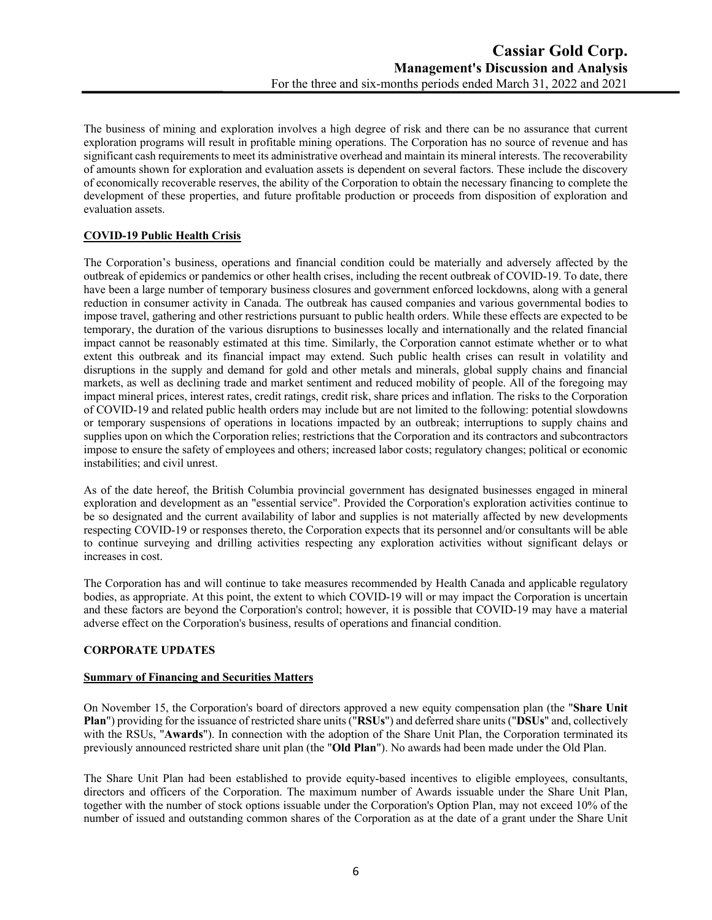The business of mining and exploration involves a high degree of risk and there can be no assurance that current exploration programs will result in profitable mining operations. The Corporation has no source of revenue and has significant cash requirements to meet its administrative overhead and maintain its mineral interests. The recoverability of amounts shown for exploration and evaluation assets is dependent on several factors. These include the discovery of economically recoverable reserves, the ability of the Corporation to obtain the necessary financing to complete the development of these properties, and future profitable production or proceeds from disposition of exploration and evaluation assets.

**COVID-19 Public Health Crisis**

The Corporation's business, operations and financial condition could be materially and adversely affected by the outbreak of epidemics or pandemics or other health crises, including the recent outbreak of COVID-19. To date, there have been a large number of temporary business closures and government enforced lockdowns, along with a general reduction in consumer activity in Canada. The outbreak has caused companies and various governmental bodies to impose travel, gathering and other restrictions pursuant to public health orders. While these effects are expected to be temporary, the duration of the various disruptions to businesses locally and internationally and the related financial impact cannot be reasonably estimated at this time. Similarly, the Corporation cannot estimate whether or to what extent this outbreak and its financial impact may extend. Such public health crises can result in volatility and disruptions in the supply and demand for gold and other metals and minerals, global supply chains and financial markets, as well as declining trade and market sentiment and reduced mobility of people. All of the foregoing may impact mineral prices, interest rates, credit ratings, credit risk, share prices and inflation. The risks to the Corporation of COVID-19 and related public health orders may include but are not limited to the following: potential slowdowns or temporary suspensions of operations in locations impacted by an outbreak; interruptions to supply chains and supplies upon on which the Corporation relies; restrictions that the Corporation and its contractors and subcontractors impose to ensure the safety of employees and others; increased labor costs; regulatory changes; political or economic instabilities; and civil unrest.

As of the date hereof, the British Columbia provincial government has designated businesses engaged in mineral exploration and development as an "essential service". Provided the Corporation's exploration activities continue to be so designated and the current availability of labor and supplies is not materially affected by new developments respecting COVID-19 or responses thereto, the Corporation expects that its personnel and/or consultants will be able to continue surveying and drilling activities respecting any exploration activities without significant delays or increases in cost.

The Corporation has and will continue to take measures recommended by Health Canada and applicable regulatory bodies, as appropriate. At this point, the extent to which COVID-19 will or may impact the Corporation is uncertain and these factors are beyond the Corporation's control; however, it is possible that COVID-19 may have a material adverse effect on the Corporation's business, results of operations and financial condition.

## CORPORATE UPDATES

**Summary of Financing and Securities Matters**

On November 15, the Corporation's board of directors approved a new equity compensation plan (the "**Share Unit Plan**") providing for the issuance of restricted share units ("**RSUs**") and deferred share units ("**DSUs**" and, collectively with the RSUs, "**Awards**"). In connection with the adoption of the Share Unit Plan, the Corporation terminated its previously announced restricted share unit plan (the "**Old Plan**"). No awards had been made under the Old Plan.

The Share Unit Plan had been established to provide equity-based incentives to eligible employees, consultants, directors and officers of the Corporation. The maximum number of Awards issuable under the Share Unit Plan, together with the number of stock options issuable under the Corporation's Option Plan, may not exceed 10% of the number of issued and outstanding common shares of the Corporation as at the date of a grant under the Share Unit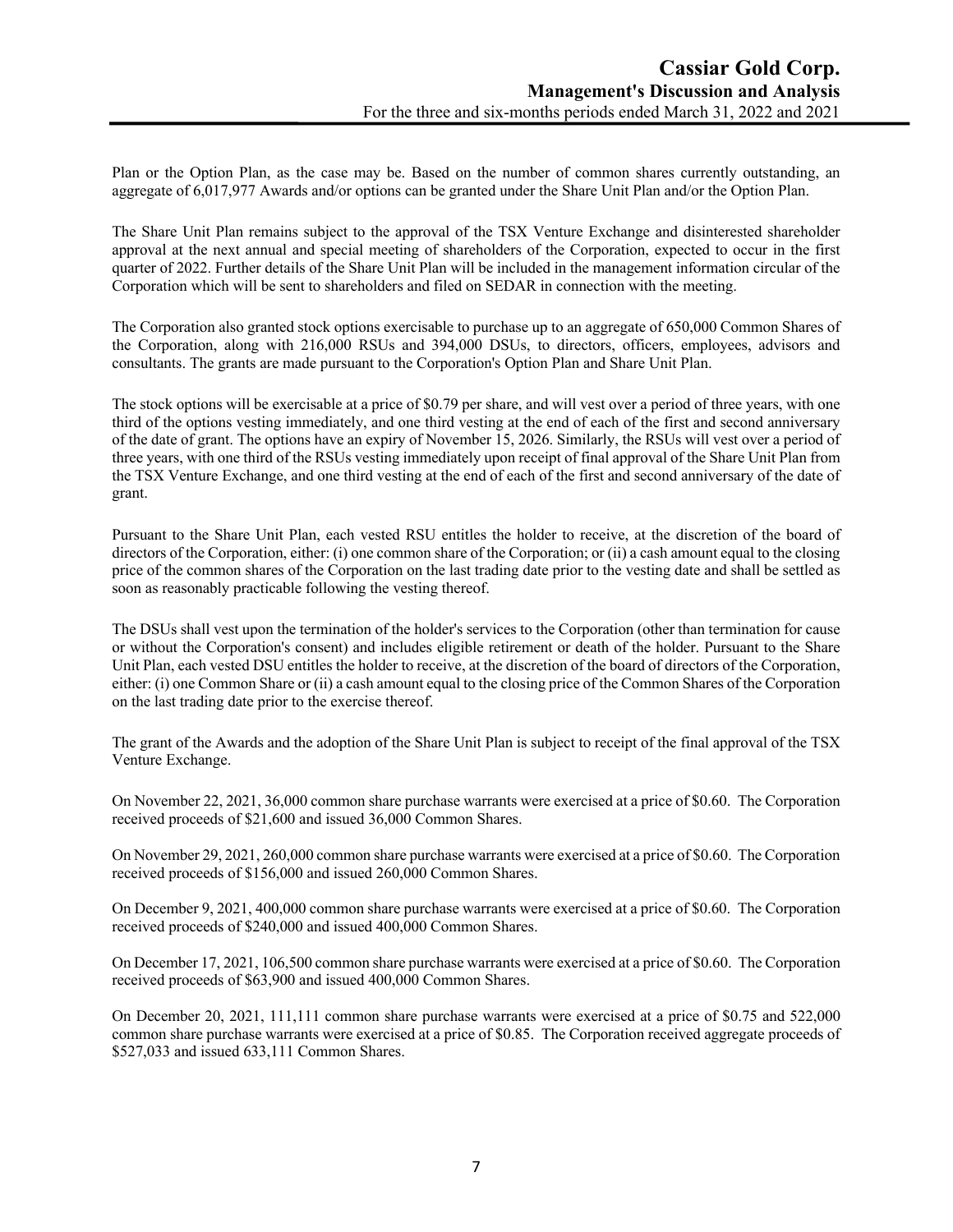Plan or the Option Plan, as the case may be. Based on the number of common shares currently outstanding, an aggregate of 6,017,977 Awards and/or options can be granted under the Share Unit Plan and/or the Option Plan.

The Share Unit Plan remains subject to the approval of the TSX Venture Exchange and disinterested shareholder approval at the next annual and special meeting of shareholders of the Corporation, expected to occur in the first quarter of 2022. Further details of the Share Unit Plan will be included in the management information circular of the Corporation which will be sent to shareholders and filed on SEDAR in connection with the meeting.

The Corporation also granted stock options exercisable to purchase up to an aggregate of 650,000 Common Shares of the Corporation, along with 216,000 RSUs and 394,000 DSUs, to directors, officers, employees, advisors and consultants. The grants are made pursuant to the Corporation's Option Plan and Share Unit Plan.

The stock options will be exercisable at a price of $0.79 per share, and will vest over a period of three years, with one third of the options vesting immediately, and one third vesting at the end of each of the first and second anniversary of the date of grant. The options have an expiry of November 15, 2026. Similarly, the RSUs will vest over a period of three years, with one third of the RSUs vesting immediately upon receipt of final approval of the Share Unit Plan from the TSX Venture Exchange, and one third vesting at the end of each of the first and second anniversary of the date of grant.

Pursuant to the Share Unit Plan, each vested RSU entitles the holder to receive, at the discretion of the board of directors of the Corporation, either: (i) one common share of the Corporation; or (ii) a cash amount equal to the closing price of the common shares of the Corporation on the last trading date prior to the vesting date and shall be settled as soon as reasonably practicable following the vesting thereof.

The DSUs shall vest upon the termination of the holder's services to the Corporation (other than termination for cause or without the Corporation's consent) and includes eligible retirement or death of the holder. Pursuant to the Share Unit Plan, each vested DSU entitles the holder to receive, at the discretion of the board of directors of the Corporation, either: (i) one Common Share or (ii) a cash amount equal to the closing price of the Common Shares of the Corporation on the last trading date prior to the exercise thereof.

The grant of the Awards and the adoption of the Share Unit Plan is subject to receipt of the final approval of the TSX Venture Exchange.

On November 22, 2021, 36,000 common share purchase warrants were exercised at a price of $0.60. The Corporation received proceeds of $21,600 and issued 36,000 Common Shares.

On November 29, 2021, 260,000 common share purchase warrants were exercised at a price of $0.60. The Corporation received proceeds of $156,000 and issued 260,000 Common Shares.

On December 9, 2021, 400,000 common share purchase warrants were exercised at a price of $0.60. The Corporation received proceeds of $240,000 and issued 400,000 Common Shares.

On December 17, 2021, 106,500 common share purchase warrants were exercised at a price of $0.60. The Corporation received proceeds of $63,900 and issued 400,000 Common Shares.

On December 20, 2021, 111,111 common share purchase warrants were exercised at a price of $0.75 and 522,000 common share purchase warrants were exercised at a price of $0.85. The Corporation received aggregate proceeds of $527,033 and issued 633,111 Common Shares.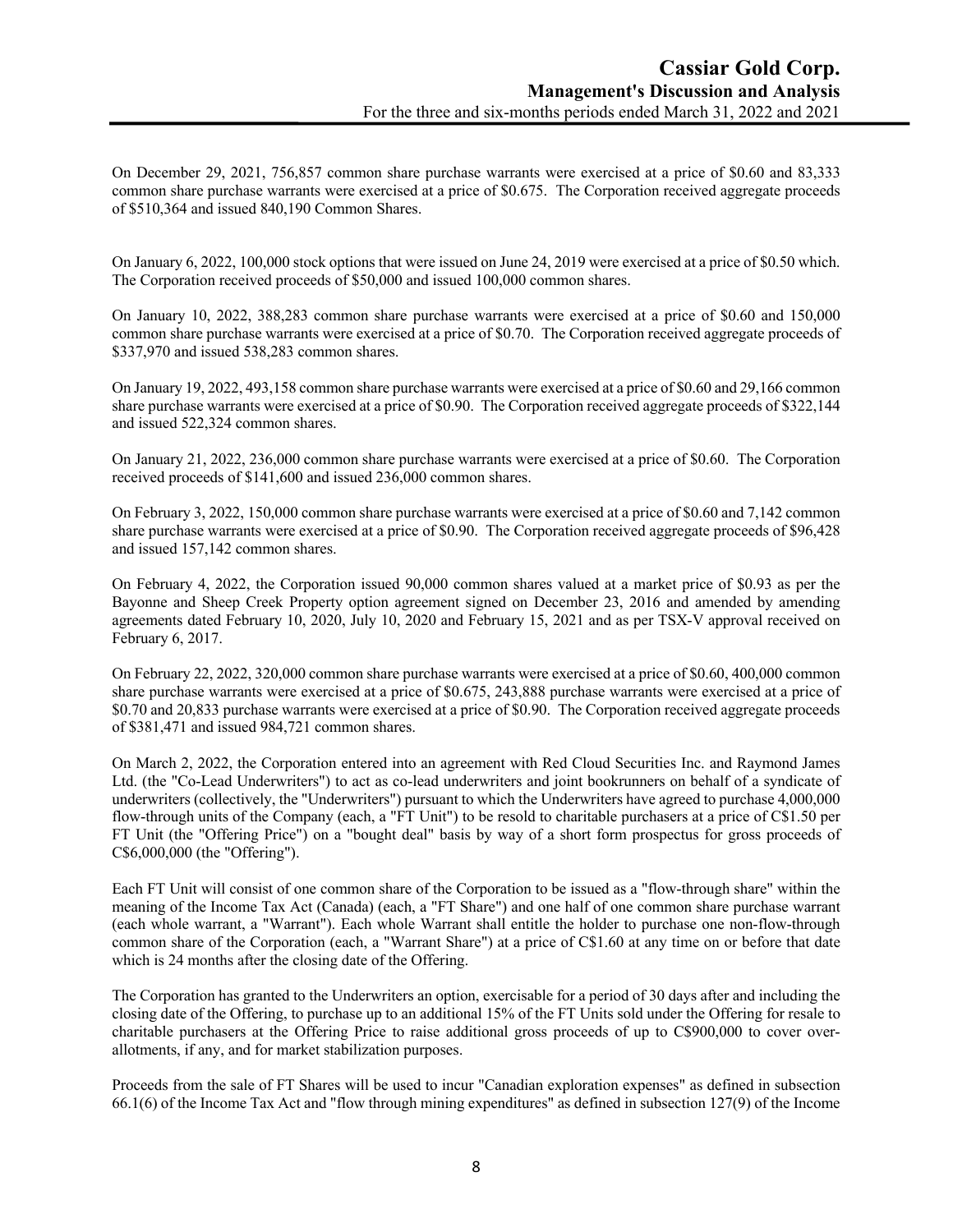On December 29, 2021, 756,857 common share purchase warrants were exercised at a price of $0.60 and 83,333 common share purchase warrants were exercised at a price of $0.675. The Corporation received aggregate proceeds of $510,364 and issued 840,190 Common Shares.

On January 6, 2022, 100,000 stock options that were issued on June 24, 2019 were exercised at a price of $0.50 which. The Corporation received proceeds of $50,000 and issued 100,000 common shares.

On January 10, 2022, 388,283 common share purchase warrants were exercised at a price of $0.60 and 150,000 common share purchase warrants were exercised at a price of $0.70. The Corporation received aggregate proceeds of $337,970 and issued 538,283 common shares.

On January 19, 2022, 493,158 common share purchase warrants were exercised at a price of $0.60 and 29,166 common share purchase warrants were exercised at a price of $0.90. The Corporation received aggregate proceeds of $322,144 and issued 522,324 common shares.

On January 21, 2022, 236,000 common share purchase warrants were exercised at a price of $0.60. The Corporation received proceeds of $141,600 and issued 236,000 common shares.

On February 3, 2022, 150,000 common share purchase warrants were exercised at a price of $0.60 and 7,142 common share purchase warrants were exercised at a price of $0.90. The Corporation received aggregate proceeds of $96,428 and issued 157,142 common shares.

On February 4, 2022, the Corporation issued 90,000 common shares valued at a market price of $0.93 as per the Bayonne and Sheep Creek Property option agreement signed on December 23, 2016 and amended by amending agreements dated February 10, 2020, July 10, 2020 and February 15, 2021 and as per TSX-V approval received on February 6, 2017.

On February 22, 2022, 320,000 common share purchase warrants were exercised at a price of $0.60, 400,000 common share purchase warrants were exercised at a price of $0.675, 243,888 purchase warrants were exercised at a price of $0.70 and 20,833 purchase warrants were exercised at a price of $0.90. The Corporation received aggregate proceeds of $381,471 and issued 984,721 common shares.

On March 2, 2022, the Corporation entered into an agreement with Red Cloud Securities Inc. and Raymond James Ltd. (the "Co-Lead Underwriters") to act as co-lead underwriters and joint bookrunners on behalf of a syndicate of underwriters (collectively, the "Underwriters") pursuant to which the Underwriters have agreed to purchase 4,000,000 flow-through units of the Company (each, a "FT Unit") to be resold to charitable purchasers at a price of C$1.50 per FT Unit (the "Offering Price") on a "bought deal" basis by way of a short form prospectus for gross proceeds of C$6,000,000 (the "Offering").

Each FT Unit will consist of one common share of the Corporation to be issued as a "flow-through share" within the meaning of the Income Tax Act (Canada) (each, a "FT Share") and one half of one common share purchase warrant (each whole warrant, a "Warrant"). Each whole Warrant shall entitle the holder to purchase one non-flow-through common share of the Corporation (each, a "Warrant Share") at a price of C$1.60 at any time on or before that date which is 24 months after the closing date of the Offering.

The Corporation has granted to the Underwriters an option, exercisable for a period of 30 days after and including the closing date of the Offering, to purchase up to an additional 15% of the FT Units sold under the Offering for resale to charitable purchasers at the Offering Price to raise additional gross proceeds of up to C$900,000 to cover over-allotments, if any, and for market stabilization purposes.

Proceeds from the sale of FT Shares will be used to incur "Canadian exploration expenses" as defined in subsection 66.1(6) of the Income Tax Act and "flow through mining expenditures" as defined in subsection 127(9) of the Income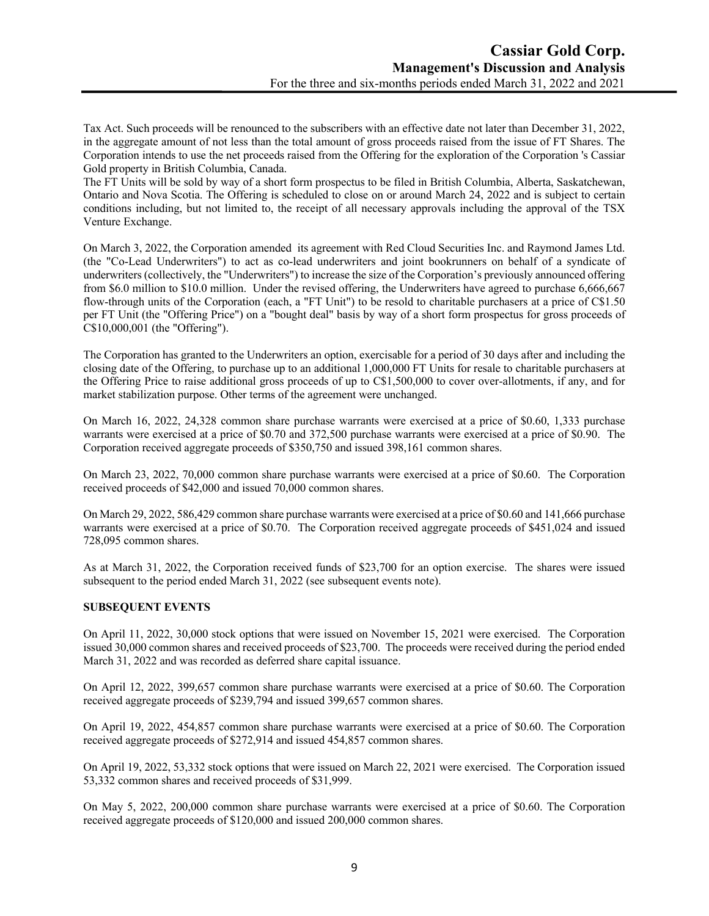Tax Act. Such proceeds will be renounced to the subscribers with an effective date not later than December 31, 2022, in the aggregate amount of not less than the total amount of gross proceeds raised from the issue of FT Shares. The Corporation intends to use the net proceeds raised from the Offering for the exploration of the Corporation 's Cassiar Gold property in British Columbia, Canada.

The FT Units will be sold by way of a short form prospectus to be filed in British Columbia, Alberta, Saskatchewan, Ontario and Nova Scotia. The Offering is scheduled to close on or around March 24, 2022 and is subject to certain conditions including, but not limited to, the receipt of all necessary approvals including the approval of the TSX Venture Exchange.

On March 3, 2022, the Corporation amended its agreement with Red Cloud Securities Inc. and Raymond James Ltd. (the "Co-Lead Underwriters") to act as co-lead underwriters and joint bookrunners on behalf of a syndicate of underwriters (collectively, the "Underwriters") to increase the size of the Corporation's previously announced offering from $6.0 million to $10.0 million. Under the revised offering, the Underwriters have agreed to purchase 6,666,667 flow-through units of the Corporation (each, a "FT Unit") to be resold to charitable purchasers at a price of C$1.50 per FT Unit (the "Offering Price") on a "bought deal" basis by way of a short form prospectus for gross proceeds of C$10,000,001 (the "Offering").

The Corporation has granted to the Underwriters an option, exercisable for a period of 30 days after and including the closing date of the Offering, to purchase up to an additional 1,000,000 FT Units for resale to charitable purchasers at the Offering Price to raise additional gross proceeds of up to C$1,500,000 to cover over-allotments, if any, and for market stabilization purpose. Other terms of the agreement were unchanged.

On March 16, 2022, 24,328 common share purchase warrants were exercised at a price of $0.60, 1,333 purchase warrants were exercised at a price of $0.70 and 372,500 purchase warrants were exercised at a price of $0.90. The Corporation received aggregate proceeds of $350,750 and issued 398,161 common shares.

On March 23, 2022, 70,000 common share purchase warrants were exercised at a price of $0.60. The Corporation received proceeds of $42,000 and issued 70,000 common shares.

On March 29, 2022, 586,429 common share purchase warrants were exercised at a price of $0.60 and 141,666 purchase warrants were exercised at a price of $0.70. The Corporation received aggregate proceeds of $451,024 and issued 728,095 common shares.

As at March 31, 2022, the Corporation received funds of $23,700 for an option exercise. The shares were issued subsequent to the period ended March 31, 2022 (see subsequent events note).

**SUBSEQUENT EVENTS**

On April 11, 2022, 30,000 stock options that were issued on November 15, 2021 were exercised. The Corporation issued 30,000 common shares and received proceeds of $23,700. The proceeds were received during the period ended March 31, 2022 and was recorded as deferred share capital issuance.

On April 12, 2022, 399,657 common share purchase warrants were exercised at a price of $0.60. The Corporation received aggregate proceeds of $239,794 and issued 399,657 common shares.

On April 19, 2022, 454,857 common share purchase warrants were exercised at a price of $0.60. The Corporation received aggregate proceeds of $272,914 and issued 454,857 common shares.

On April 19, 2022, 53,332 stock options that were issued on March 22, 2021 were exercised. The Corporation issued 53,332 common shares and received proceeds of $31,999.

On May 5, 2022, 200,000 common share purchase warrants were exercised at a price of $0.60. The Corporation received aggregate proceeds of $120,000 and issued 200,000 common shares.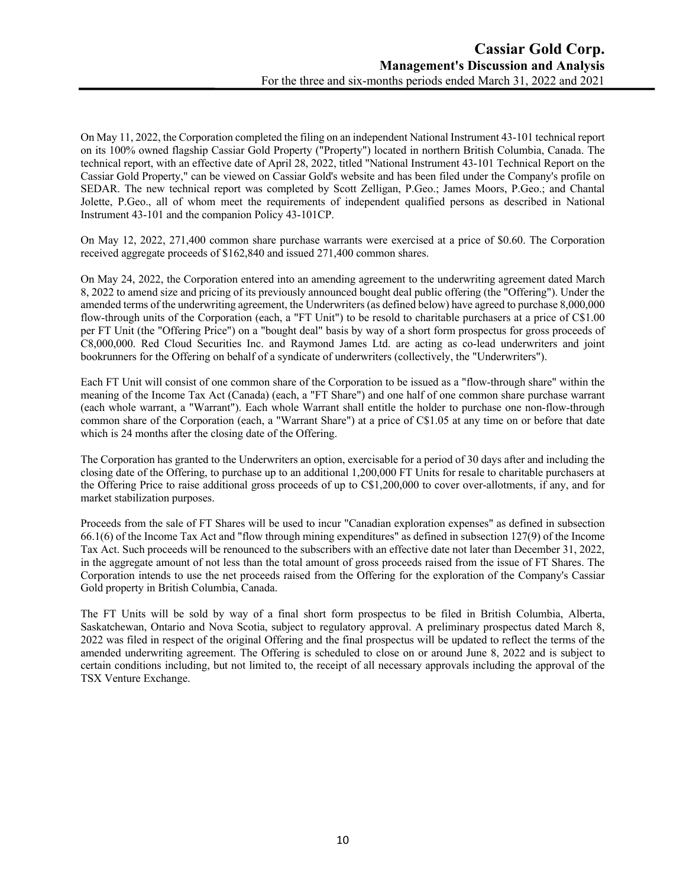On May 11, 2022, the Corporation completed the filing on an independent National Instrument 43-101 technical report on its 100% owned flagship Cassiar Gold Property ("Property") located in northern British Columbia, Canada. The technical report, with an effective date of April 28, 2022, titled "National Instrument 43-101 Technical Report on the Cassiar Gold Property," can be viewed on Cassiar Gold's website and has been filed under the Company's profile on SEDAR. The new technical report was completed by Scott Zelligan, P.Geo.; James Moors, P.Geo.; and Chantal Jolette, P.Geo., all of whom meet the requirements of independent qualified persons as described in National Instrument 43-101 and the companion Policy 43-101CP.

On May 12, 2022, 271,400 common share purchase warrants were exercised at a price of $0.60. The Corporation received aggregate proceeds of $162,840 and issued 271,400 common shares.

On May 24, 2022, the Corporation entered into an amending agreement to the underwriting agreement dated March 8, 2022 to amend size and pricing of its previously announced bought deal public offering (the "Offering"). Under the amended terms of the underwriting agreement, the Underwriters (as defined below) have agreed to purchase 8,000,000 flow-through units of the Corporation (each, a "FT Unit") to be resold to charitable purchasers at a price of C$1.00 per FT Unit (the "Offering Price") on a "bought deal" basis by way of a short form prospectus for gross proceeds of C8,000,000. Red Cloud Securities Inc. and Raymond James Ltd. are acting as co-lead underwriters and joint bookrunners for the Offering on behalf of a syndicate of underwriters (collectively, the "Underwriters").

Each FT Unit will consist of one common share of the Corporation to be issued as a "flow-through share" within the meaning of the Income Tax Act (Canada) (each, a "FT Share") and one half of one common share purchase warrant (each whole warrant, a "Warrant"). Each whole Warrant shall entitle the holder to purchase one non-flow-through common share of the Corporation (each, a "Warrant Share") at a price of C$1.05 at any time on or before that date which is 24 months after the closing date of the Offering.

The Corporation has granted to the Underwriters an option, exercisable for a period of 30 days after and including the closing date of the Offering, to purchase up to an additional 1,200,000 FT Units for resale to charitable purchasers at the Offering Price to raise additional gross proceeds of up to C$1,200,000 to cover over-allotments, if any, and for market stabilization purposes.

Proceeds from the sale of FT Shares will be used to incur "Canadian exploration expenses" as defined in subsection 66.1(6) of the Income Tax Act and "flow through mining expenditures" as defined in subsection 127(9) of the Income Tax Act. Such proceeds will be renounced to the subscribers with an effective date not later than December 31, 2022, in the aggregate amount of not less than the total amount of gross proceeds raised from the issue of FT Shares. The Corporation intends to use the net proceeds raised from the Offering for the exploration of the Company's Cassiar Gold property in British Columbia, Canada.

The FT Units will be sold by way of a final short form prospectus to be filed in British Columbia, Alberta, Saskatchewan, Ontario and Nova Scotia, subject to regulatory approval. A preliminary prospectus dated March 8, 2022 was filed in respect of the original Offering and the final prospectus will be updated to reflect the terms of the amended underwriting agreement. The Offering is scheduled to close on or around June 8, 2022 and is subject to certain conditions including, but not limited to, the receipt of all necessary approvals including the approval of the TSX Venture Exchange.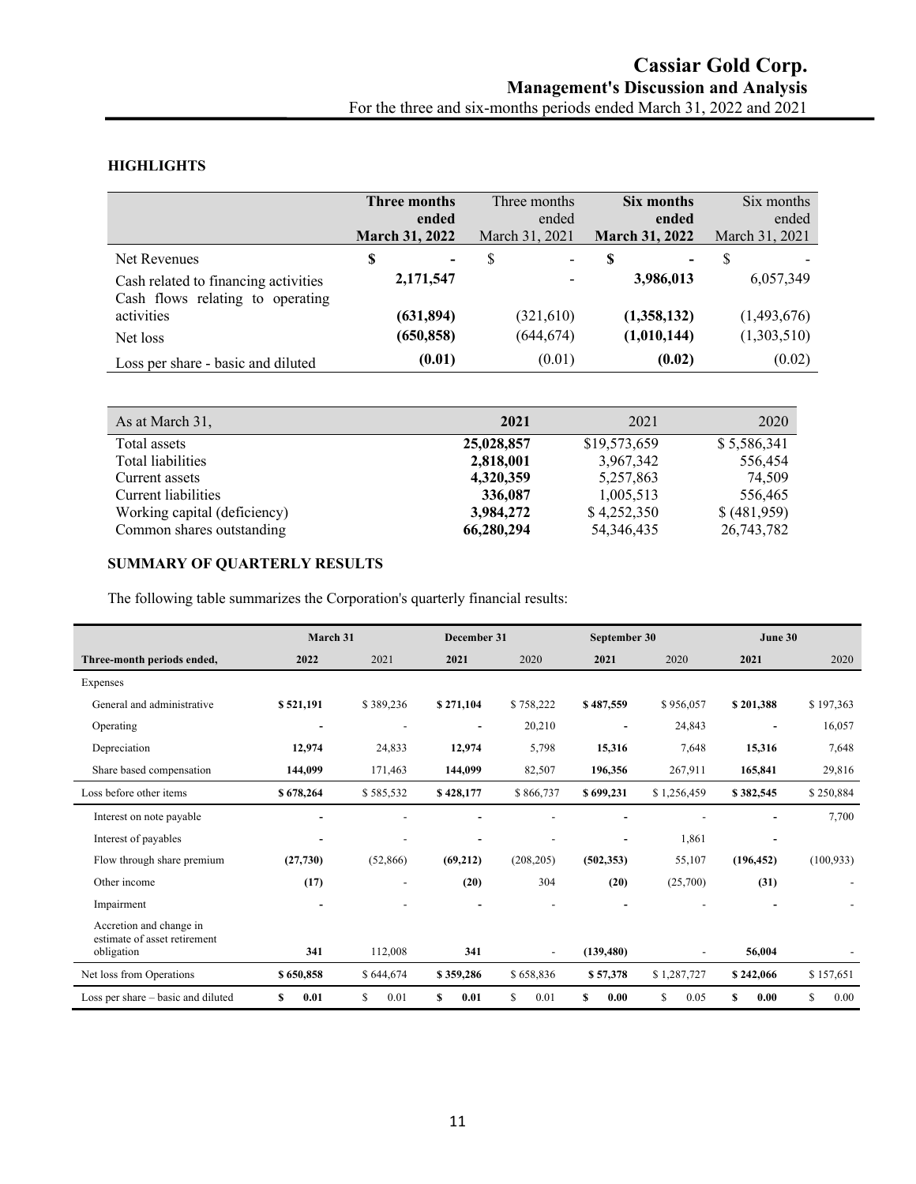## HIGHLIGHTS

| | **Three months ended March 31, 2022** | Three months ended March 31, 2021 | **Six months ended March 31, 2022** | Six months ended March 31, 2021 |
|---|---|---|---|---|
| Net Revenues | **$ -** | $ - | **$ -** | $ - |
| Cash related to financing activities | **2,171,547** | - | **3,986,013** | 6,057,349 |
| Cash flows relating to operating activities | **(631,894)** | (321,610) | **(1,358,132)** | (1,493,676) |
| Net loss | **(650,858)** | (644,674) | **(1,010,144)** | (1,303,510) |
| Loss per share - basic and diluted | **(0.01)** | (0.01) | **(0.02)** | (0.02) |

| As at March 31, | **2021** | 2021 | 2020 |
|---|---|---|---|
| Total assets | **25,028,857** | $19,573,659 | $ 5,586,341 |
| Total liabilities | **2,818,001** | 3,967,342 | 556,454 |
| Current assets | **4,320,359** | 5,257,863 | 74,509 |
| Current liabilities | **336,087** | 1,005,513 | 556,465 |
| Working capital (deficiency) | **3,984,272** | $ 4,252,350 | $ (481,959) |
| Common shares outstanding | **66,280,294** | 54,346,435 | 26,743,782 |

## SUMMARY OF QUARTERLY RESULTS

The following table summarizes the Corporation's quarterly financial results:

| | March 31 | | December 31 | | September 30 | | June 30 | |
|---|---|---|---|---|---|---|---|---|
| **Three-month periods ended,** | **2022** | 2021 | **2021** | 2020 | **2021** | 2020 | **2021** | 2020 |
| Expenses | | | | | | | | |
| General and administrative | **$ 521,191** | $ 389,236 | **$ 271,104** | $ 758,222 | **$ 487,559** | $ 956,057 | **$ 201,388** | $ 197,363 |
| Operating | **-** | - | **-** | 20,210 | **-** | 24,843 | **-** | 16,057 |
| Depreciation | **12,974** | 24,833 | **12,974** | 5,798 | **15,316** | 7,648 | **15,316** | 7,648 |
| Share based compensation | **144,099** | 171,463 | **144,099** | 82,507 | **196,356** | 267,911 | **165,841** | 29,816 |
| Loss before other items | **$ 678,264** | $ 585,532 | **$ 428,177** | $ 866,737 | **$ 699,231** | $ 1,256,459 | **$ 382,545** | $ 250,884 |
| Interest on note payable | **-** | - | **-** | - | **-** | - | **-** | 7,700 |
| Interest of payables | **-** | - | **-** | - | **-** | 1,861 | **-** | |
| Flow through share premium | **(27,730)** | (52,866) | **(69,212)** | (208,205) | **(502,353)** | 55,107 | **(196,452)** | (100,933) |
| Other income | **(17)** | - | **(20)** | 304 | **(20)** | (25,700) | **(31)** | - |
| Impairment | **-** | - | **-** | - | **-** | - | **-** | - |
| Accretion and change in estimate of asset retirement obligation | **341** | 112,008 | **341** | - | **(139,480)** | - | **56,004** | - |
| Net loss from Operations | **$ 650,858** | $ 644,674 | **$ 359,286** | $ 658,836 | **$ 57,378** | $ 1,287,727 | **$ 242,066** | $ 157,651 |
| Loss per share – basic and diluted | **$ 0.01** | $ 0.01 | **$ 0.01** | $ 0.01 | **$ 0.00** | $ 0.05 | **$ 0.00** | $ 0.00 |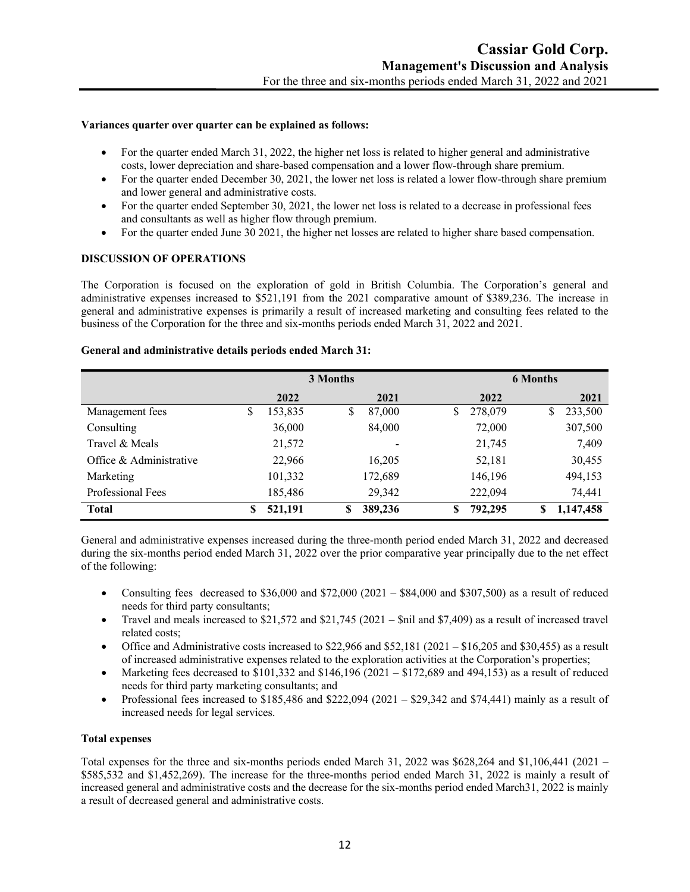**Variances quarter over quarter can be explained as follows:**

- For the quarter ended March 31, 2022, the higher net loss is related to higher general and administrative costs, lower depreciation and share-based compensation and a lower flow-through share premium.
- For the quarter ended December 30, 2021, the lower net loss is related a lower flow-through share premium and lower general and administrative costs.
- For the quarter ended September 30, 2021, the lower net loss is related to a decrease in professional fees and consultants as well as higher flow through premium.
- For the quarter ended June 30 2021, the higher net losses are related to higher share based compensation.

**DISCUSSION OF OPERATIONS**

The Corporation is focused on the exploration of gold in British Columbia. The Corporation's general and administrative expenses increased to $521,191 from the 2021 comparative amount of $389,236. The increase in general and administrative expenses is primarily a result of increased marketing and consulting fees related to the business of the Corporation for the three and six-months periods ended March 31, 2022 and 2021.

**General and administrative details periods ended March 31:**

| | 3 Months | | 6 Months | |
|---|---|---|---|---|
| | 2022 | 2021 | 2022 | 2021 |
| Management fees | $ 153,835 | $ 87,000 | $ 278,079 | $ 233,500 |
| Consulting | 36,000 | 84,000 | 72,000 | 307,500 |
| Travel & Meals | 21,572 | - | 21,745 | 7,409 |
| Office & Administrative | 22,966 | 16,205 | 52,181 | 30,455 |
| Marketing | 101,332 | 172,689 | 146,196 | 494,153 |
| Professional Fees | 185,486 | 29,342 | 222,094 | 74,441 |
| **Total** | **$ 521,191** | **$ 389,236** | **$ 792,295** | **$ 1,147,458** |

General and administrative expenses increased during the three-month period ended March 31, 2022 and decreased during the six-months period ended March 31, 2022 over the prior comparative year principally due to the net effect of the following:

- Consulting fees decreased to $36,000 and $72,000 (2021 – $84,000 and $307,500) as a result of reduced needs for third party consultants;
- Travel and meals increased to $21,572 and $21,745 (2021 – $nil and $7,409) as a result of increased travel related costs;
- Office and Administrative costs increased to $22,966 and $52,181 (2021 – $16,205 and $30,455) as a result of increased administrative expenses related to the exploration activities at the Corporation's properties;
- Marketing fees decreased to $101,332 and $146,196 (2021 – $172,689 and 494,153) as a result of reduced needs for third party marketing consultants; and
- Professional fees increased to $185,486 and $222,094 (2021 – $29,342 and $74,441) mainly as a result of increased needs for legal services.

**Total expenses**

Total expenses for the three and six-months periods ended March 31, 2022 was $628,264 and $1,106,441 (2021 – $585,532 and $1,452,269). The increase for the three-months period ended March 31, 2022 is mainly a result of increased general and administrative costs and the decrease for the six-months period ended March31, 2022 is mainly a result of decreased general and administrative costs.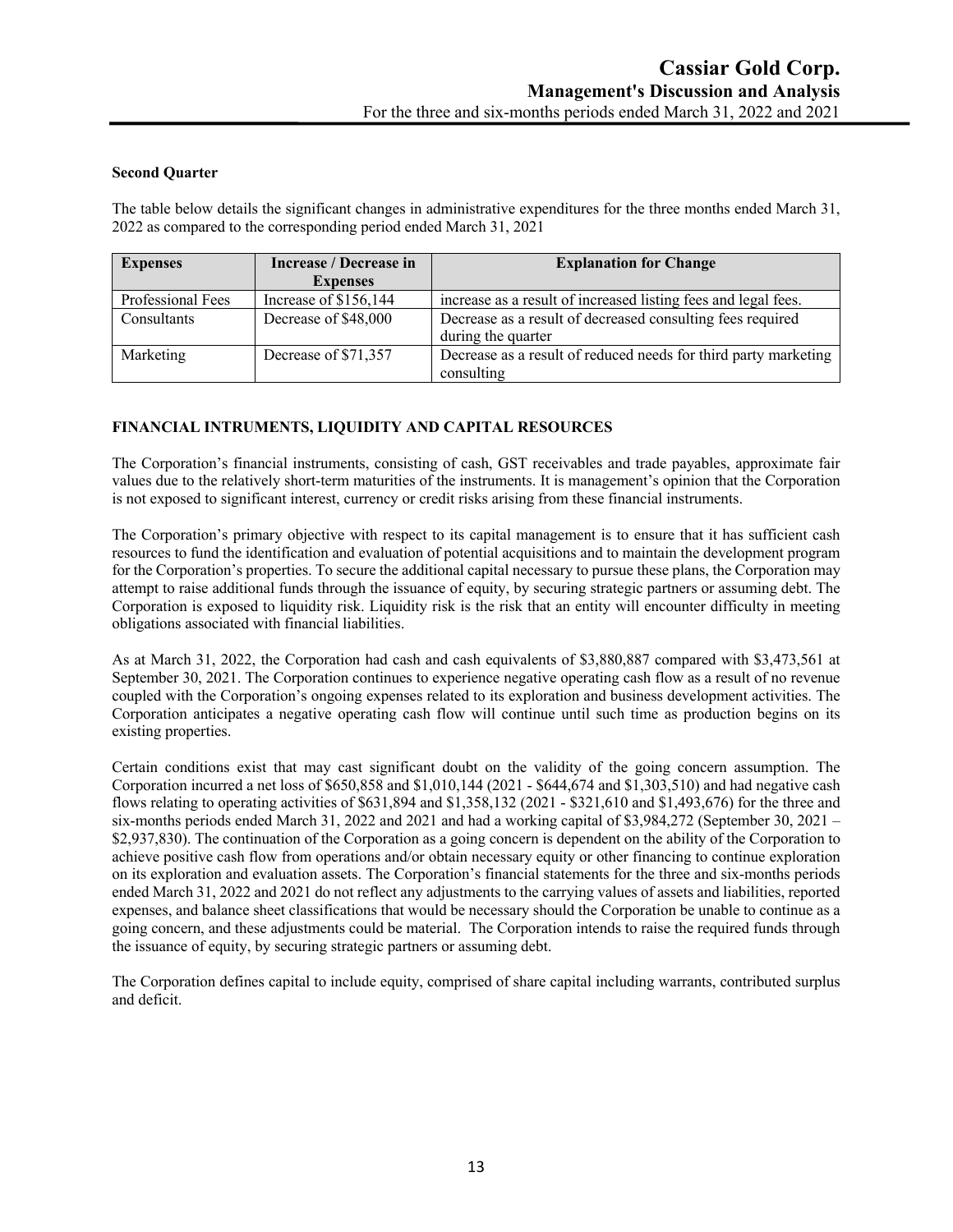**Second Quarter**

The table below details the significant changes in administrative expenditures for the three months ended March 31, 2022 as compared to the corresponding period ended March 31, 2021

| Expenses | Increase / Decrease in Expenses | Explanation for Change |
|---|---|---|
| Professional Fees | Increase of $156,144 | increase as a result of increased listing fees and legal fees. |
| Consultants | Decrease of $48,000 | Decrease as a result of decreased consulting fees required during the quarter |
| Marketing | Decrease of $71,357 | Decrease as a result of reduced needs for third party marketing consulting |

**FINANCIAL INTRUMENTS, LIQUIDITY AND CAPITAL RESOURCES**

The Corporation's financial instruments, consisting of cash, GST receivables and trade payables, approximate fair values due to the relatively short-term maturities of the instruments. It is management's opinion that the Corporation is not exposed to significant interest, currency or credit risks arising from these financial instruments.

The Corporation's primary objective with respect to its capital management is to ensure that it has sufficient cash resources to fund the identification and evaluation of potential acquisitions and to maintain the development program for the Corporation's properties. To secure the additional capital necessary to pursue these plans, the Corporation may attempt to raise additional funds through the issuance of equity, by securing strategic partners or assuming debt. The Corporation is exposed to liquidity risk. Liquidity risk is the risk that an entity will encounter difficulty in meeting obligations associated with financial liabilities.

As at March 31, 2022, the Corporation had cash and cash equivalents of $3,880,887 compared with $3,473,561 at September 30, 2021. The Corporation continues to experience negative operating cash flow as a result of no revenue coupled with the Corporation's ongoing expenses related to its exploration and business development activities. The Corporation anticipates a negative operating cash flow will continue until such time as production begins on its existing properties.

Certain conditions exist that may cast significant doubt on the validity of the going concern assumption. The Corporation incurred a net loss of $650,858 and $1,010,144 (2021 - $644,674 and $1,303,510) and had negative cash flows relating to operating activities of $631,894 and $1,358,132 (2021 - $321,610 and $1,493,676) for the three and six-months periods ended March 31, 2022 and 2021 and had a working capital of $3,984,272 (September 30, 2021 – $2,937,830). The continuation of the Corporation as a going concern is dependent on the ability of the Corporation to achieve positive cash flow from operations and/or obtain necessary equity or other financing to continue exploration on its exploration and evaluation assets. The Corporation's financial statements for the three and six-months periods ended March 31, 2022 and 2021 do not reflect any adjustments to the carrying values of assets and liabilities, reported expenses, and balance sheet classifications that would be necessary should the Corporation be unable to continue as a going concern, and these adjustments could be material. The Corporation intends to raise the required funds through the issuance of equity, by securing strategic partners or assuming debt.

The Corporation defines capital to include equity, comprised of share capital including warrants, contributed surplus and deficit.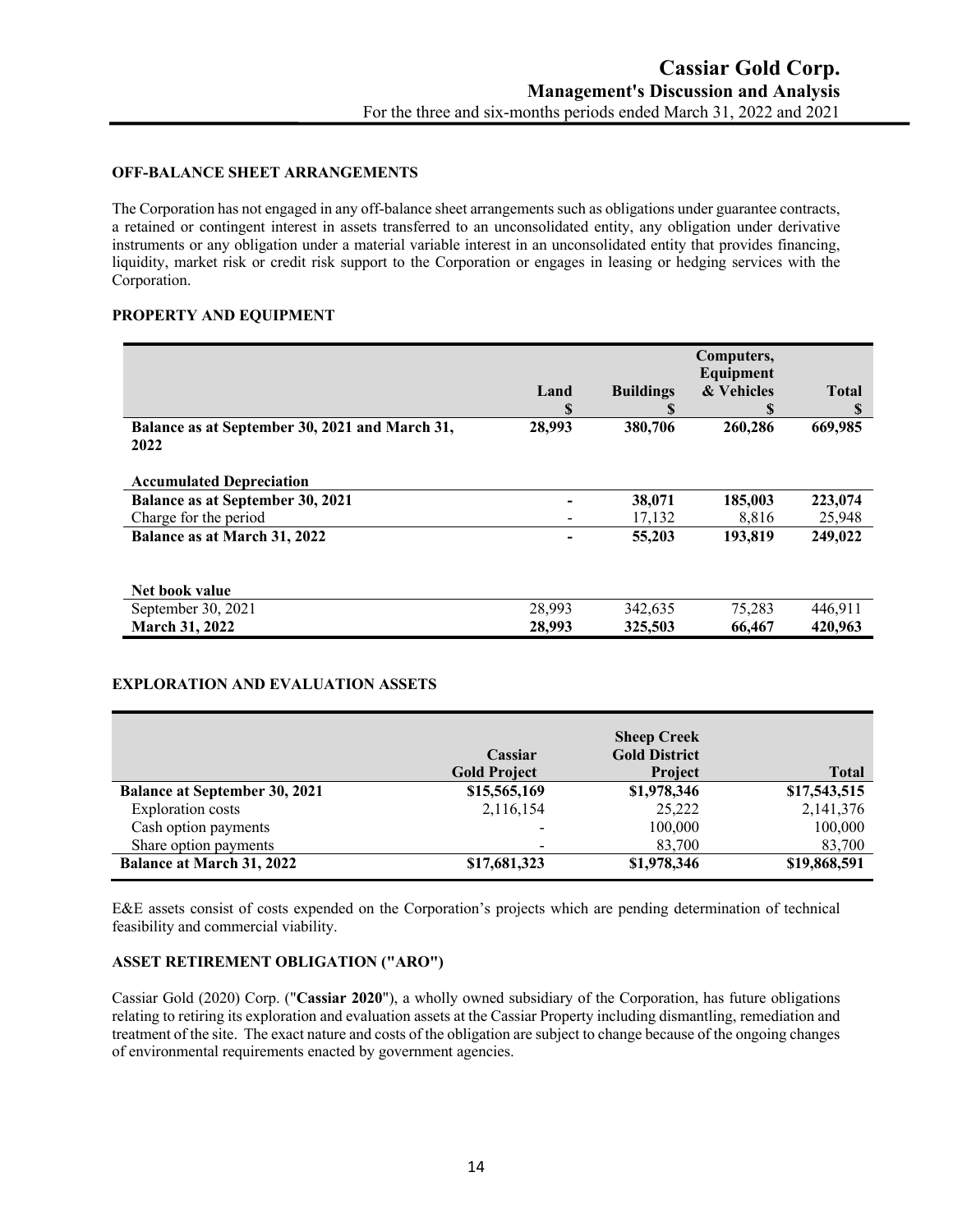## OFF-BALANCE SHEET ARRANGEMENTS

The Corporation has not engaged in any off-balance sheet arrangements such as obligations under guarantee contracts, a retained or contingent interest in assets transferred to an unconsolidated entity, any obligation under derivative instruments or any obligation under a material variable interest in an unconsolidated entity that provides financing, liquidity, market risk or credit risk support to the Corporation or engages in leasing or hedging services with the Corporation.

## PROPERTY AND EQUIPMENT

| | Land<br>$ | Buildings<br>$ | Computers, Equipment & Vehicles<br>$ | Total<br>$ |
|---|---|---|---|---|
| **Balance as at September 30, 2021 and March 31, 2022** | **28,993** | **380,706** | **260,286** | **669,985** |
| **Accumulated Depreciation** | | | | |
| **Balance as at September 30, 2021** | **-** | **38,071** | **185,003** | **223,074** |
| Charge for the period | - | 17,132 | 8,816 | 25,948 |
| **Balance as at March 31, 2022** | **-** | **55,203** | **193,819** | **249,022** |
| **Net book value** | | | | |
| September 30, 2021 | 28,993 | 342,635 | 75,283 | 446,911 |
| **March 31, 2022** | **28,993** | **325,503** | **66,467** | **420,963** |

## EXPLORATION AND EVALUATION ASSETS

| | Cassiar Gold Project | Sheep Creek Gold District Project | Total |
|---|---|---|---|
| **Balance at September 30, 2021** | **$15,565,169** | **$1,978,346** | **$17,543,515** |
| Exploration costs | 2,116,154 | 25,222 | 2,141,376 |
| Cash option payments | - | 100,000 | 100,000 |
| Share option payments | - | 83,700 | 83,700 |
| **Balance at March 31, 2022** | **$17,681,323** | **$1,978,346** | **$19,868,591** |

E&E assets consist of costs expended on the Corporation's projects which are pending determination of technical feasibility and commercial viability.

## ASSET RETIREMENT OBLIGATION ("ARO")

Cassiar Gold (2020) Corp. ("**Cassiar 2020**"), a wholly owned subsidiary of the Corporation, has future obligations relating to retiring its exploration and evaluation assets at the Cassiar Property including dismantling, remediation and treatment of the site. The exact nature and costs of the obligation are subject to change because of the ongoing changes of environmental requirements enacted by government agencies.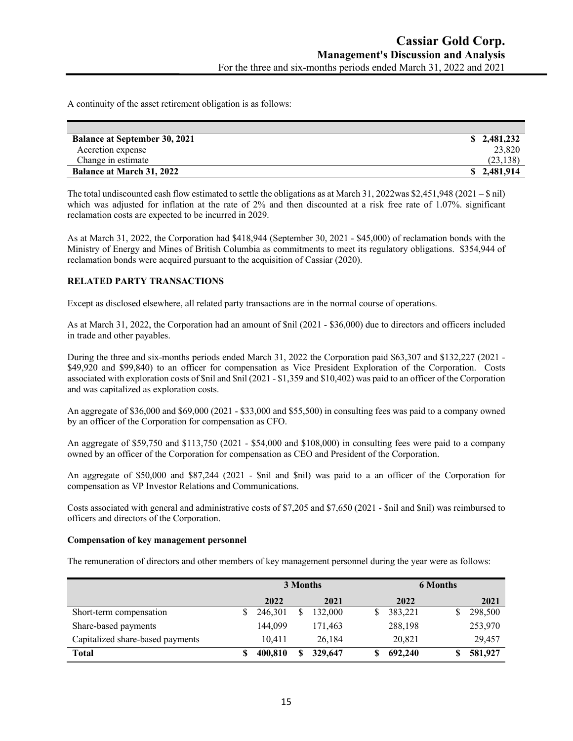A continuity of the asset retirement obligation is as follows:

| | |
|---|---|
| **Balance at September 30, 2021** | **$ 2,481,232** |
| Accretion expense | 23,820 |
| Change in estimate | (23,138) |
| **Balance at March 31, 2022** | **$ 2,481,914** |

The total undiscounted cash flow estimated to settle the obligations as at March 31, 2022was $2,451,948 (2021 – $ nil) which was adjusted for inflation at the rate of 2% and then discounted at a risk free rate of 1.07%. significant reclamation costs are expected to be incurred in 2029.

As at March 31, 2022, the Corporation had $418,944 (September 30, 2021 - $45,000) of reclamation bonds with the Ministry of Energy and Mines of British Columbia as commitments to meet its regulatory obligations. $354,944 of reclamation bonds were acquired pursuant to the acquisition of Cassiar (2020).

**RELATED PARTY TRANSACTIONS**

Except as disclosed elsewhere, all related party transactions are in the normal course of operations.

As at March 31, 2022, the Corporation had an amount of $nil (2021 - $36,000) due to directors and officers included in trade and other payables.

During the three and six-months periods ended March 31, 2022 the Corporation paid $63,307 and $132,227 (2021 - $49,920 and $99,840) to an officer for compensation as Vice President Exploration of the Corporation. Costs associated with exploration costs of $nil and $nil (2021 - $1,359 and $10,402) was paid to an officer of the Corporation and was capitalized as exploration costs.

An aggregate of $36,000 and $69,000 (2021 - $33,000 and $55,500) in consulting fees was paid to a company owned by an officer of the Corporation for compensation as CFO.

An aggregate of $59,750 and $113,750 (2021 - $54,000 and $108,000) in consulting fees were paid to a company owned by an officer of the Corporation for compensation as CEO and President of the Corporation.

An aggregate of $50,000 and $87,244 (2021 - $nil and $nil) was paid to a an officer of the Corporation for compensation as VP Investor Relations and Communications.

Costs associated with general and administrative costs of $7,205 and $7,650 (2021 - $nil and $nil) was reimbursed to officers and directors of the Corporation.

**Compensation of key management personnel**

The remuneration of directors and other members of key management personnel during the year were as follows:

| | 3 Months | | 6 Months | |
|---|---|---|---|---|
| | **2022** | **2021** | **2022** | **2021** |
| Short-term compensation | $ 246,301 | $ 132,000 | $ 383,221 | $ 298,500 |
| Share-based payments | 144,099 | 171,463 | 288,198 | 253,970 |
| Capitalized share-based payments | 10,411 | 26,184 | 20,821 | 29,457 |
| **Total** | **$ 400,810** | **$ 329,647** | **$ 692,240** | **$ 581,927** |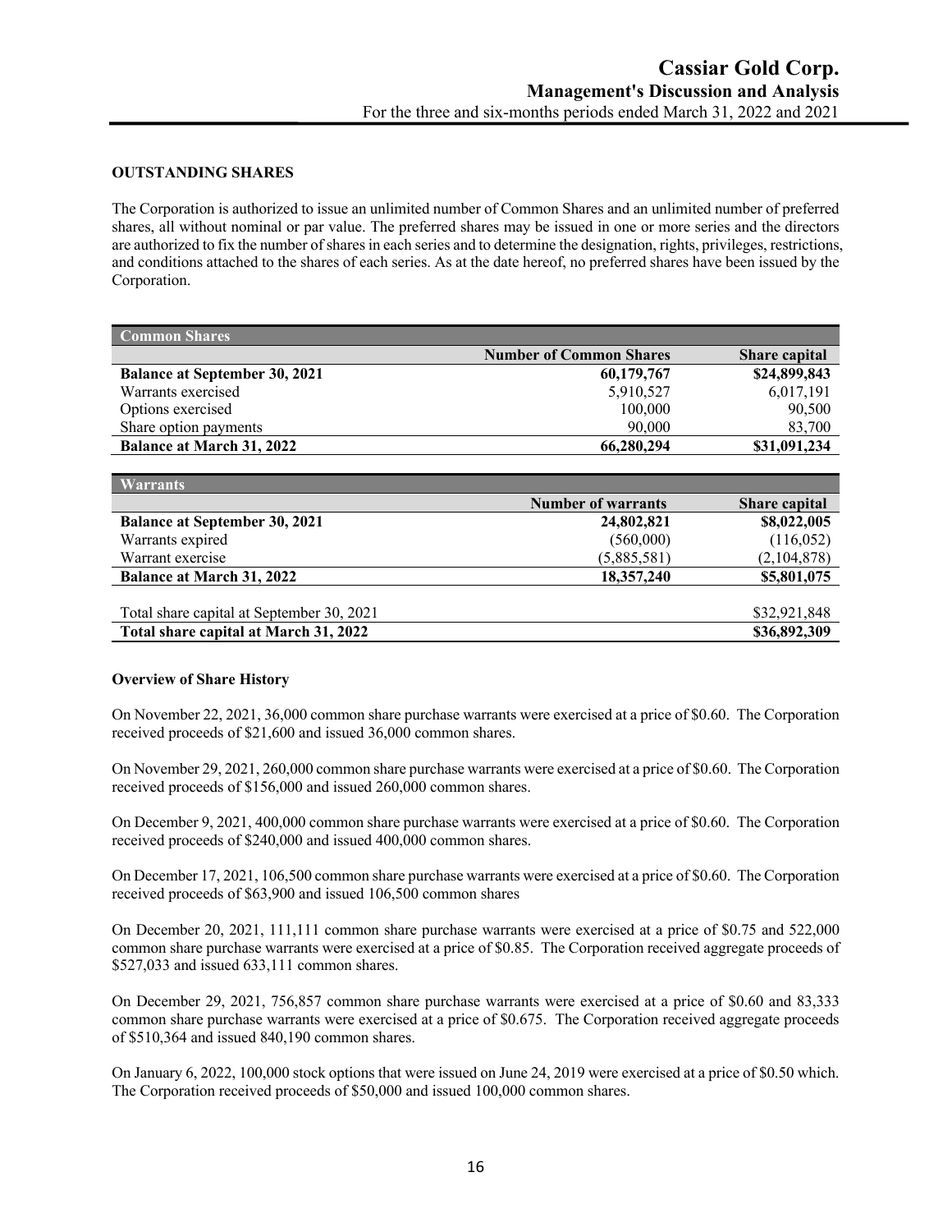## OUTSTANDING SHARES

The Corporation is authorized to issue an unlimited number of Common Shares and an unlimited number of preferred shares, all without nominal or par value. The preferred shares may be issued in one or more series and the directors are authorized to fix the number of shares in each series and to determine the designation, rights, privileges, restrictions, and conditions attached to the shares of each series. As at the date hereof, no preferred shares have been issued by the Corporation.

| Common Shares | | |
|---|---|---|
| | **Number of Common Shares** | **Share capital** |
| **Balance at September 30, 2021** | **60,179,767** | **$24,899,843** |
| Warrants exercised | 5,910,527 | 6,017,191 |
| Options exercised | 100,000 | 90,500 |
| Share option payments | 90,000 | 83,700 |
| **Balance at March 31, 2022** | **66,280,294** | **$31,091,234** |

| Warrants | | |
|---|---|---|
| | **Number of warrants** | **Share capital** |
| **Balance at September 30, 2021** | **24,802,821** | **$8,022,005** |
| Warrants expired | (560,000) | (116,052) |
| Warrant exercise | (5,885,581) | (2,104,878) |
| **Balance at March 31, 2022** | **18,357,240** | **$5,801,075** |
| | | |
| Total share capital at September 30, 2021 | | $32,921,848 |
| **Total share capital at March 31, 2022** | | **$36,892,309** |

### Overview of Share History

On November 22, 2021, 36,000 common share purchase warrants were exercised at a price of $0.60. The Corporation received proceeds of $21,600 and issued 36,000 common shares.

On November 29, 2021, 260,000 common share purchase warrants were exercised at a price of $0.60. The Corporation received proceeds of $156,000 and issued 260,000 common shares.

On December 9, 2021, 400,000 common share purchase warrants were exercised at a price of $0.60. The Corporation received proceeds of $240,000 and issued 400,000 common shares.

On December 17, 2021, 106,500 common share purchase warrants were exercised at a price of $0.60. The Corporation received proceeds of $63,900 and issued 106,500 common shares

On December 20, 2021, 111,111 common share purchase warrants were exercised at a price of $0.75 and 522,000 common share purchase warrants were exercised at a price of $0.85. The Corporation received aggregate proceeds of $527,033 and issued 633,111 common shares.

On December 29, 2021, 756,857 common share purchase warrants were exercised at a price of $0.60 and 83,333 common share purchase warrants were exercised at a price of $0.675. The Corporation received aggregate proceeds of $510,364 and issued 840,190 common shares.

On January 6, 2022, 100,000 stock options that were issued on June 24, 2019 were exercised at a price of $0.50 which. The Corporation received proceeds of $50,000 and issued 100,000 common shares.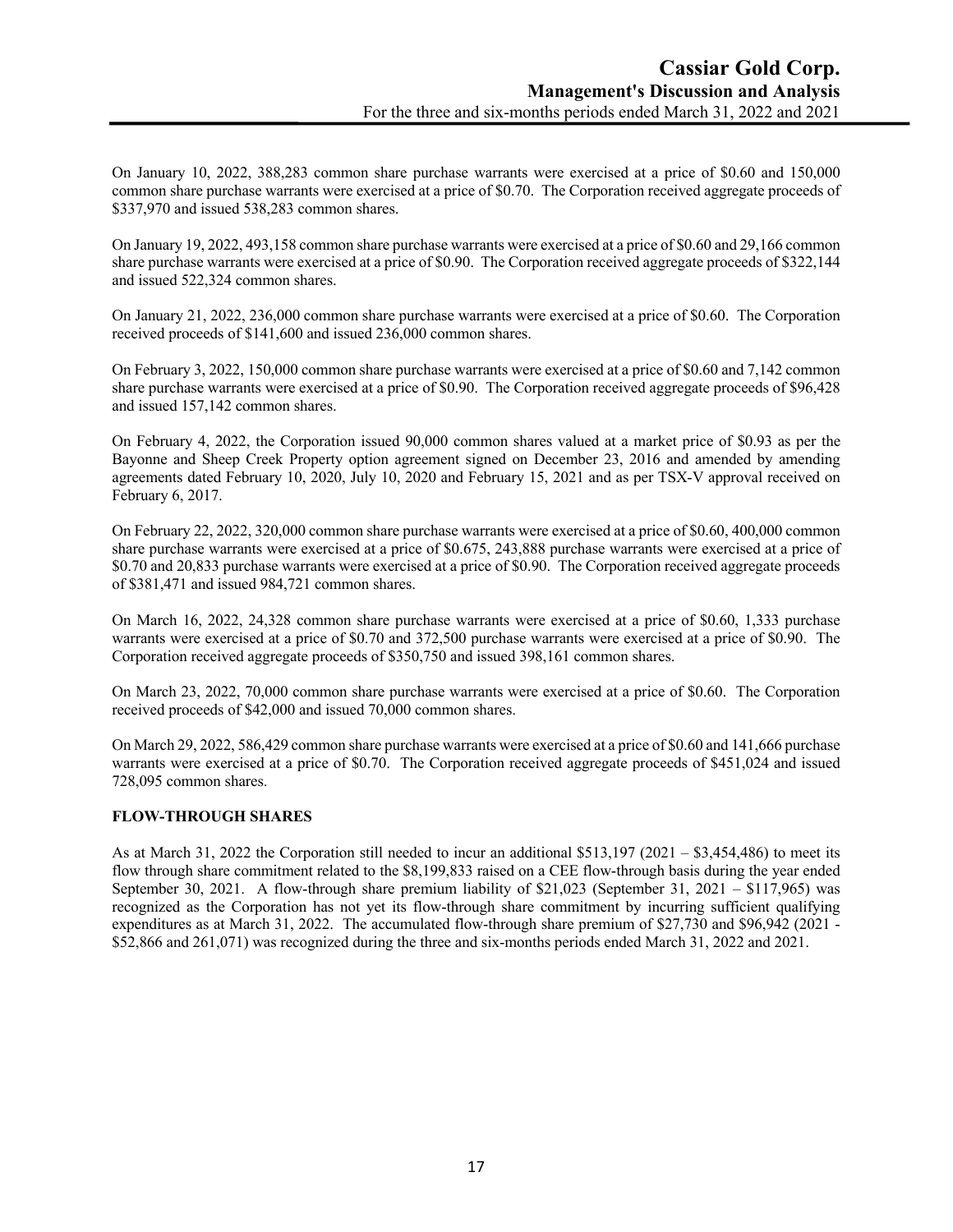On January 10, 2022, 388,283 common share purchase warrants were exercised at a price of $0.60 and 150,000 common share purchase warrants were exercised at a price of $0.70. The Corporation received aggregate proceeds of $337,970 and issued 538,283 common shares.

On January 19, 2022, 493,158 common share purchase warrants were exercised at a price of $0.60 and 29,166 common share purchase warrants were exercised at a price of $0.90. The Corporation received aggregate proceeds of $322,144 and issued 522,324 common shares.

On January 21, 2022, 236,000 common share purchase warrants were exercised at a price of $0.60. The Corporation received proceeds of $141,600 and issued 236,000 common shares.

On February 3, 2022, 150,000 common share purchase warrants were exercised at a price of $0.60 and 7,142 common share purchase warrants were exercised at a price of $0.90. The Corporation received aggregate proceeds of $96,428 and issued 157,142 common shares.

On February 4, 2022, the Corporation issued 90,000 common shares valued at a market price of $0.93 as per the Bayonne and Sheep Creek Property option agreement signed on December 23, 2016 and amended by amending agreements dated February 10, 2020, July 10, 2020 and February 15, 2021 and as per TSX-V approval received on February 6, 2017.

On February 22, 2022, 320,000 common share purchase warrants were exercised at a price of $0.60, 400,000 common share purchase warrants were exercised at a price of $0.675, 243,888 purchase warrants were exercised at a price of $0.70 and 20,833 purchase warrants were exercised at a price of $0.90. The Corporation received aggregate proceeds of $381,471 and issued 984,721 common shares.

On March 16, 2022, 24,328 common share purchase warrants were exercised at a price of $0.60, 1,333 purchase warrants were exercised at a price of $0.70 and 372,500 purchase warrants were exercised at a price of $0.90. The Corporation received aggregate proceeds of $350,750 and issued 398,161 common shares.

On March 23, 2022, 70,000 common share purchase warrants were exercised at a price of $0.60. The Corporation received proceeds of $42,000 and issued 70,000 common shares.

On March 29, 2022, 586,429 common share purchase warrants were exercised at a price of $0.60 and 141,666 purchase warrants were exercised at a price of $0.70. The Corporation received aggregate proceeds of $451,024 and issued 728,095 common shares.

**FLOW-THROUGH SHARES**

As at March 31, 2022 the Corporation still needed to incur an additional $513,197 (2021 – $3,454,486) to meet its flow through share commitment related to the $8,199,833 raised on a CEE flow-through basis during the year ended September 30, 2021. A flow-through share premium liability of $21,023 (September 31, 2021 – $117,965) was recognized as the Corporation has not yet its flow-through share commitment by incurring sufficient qualifying expenditures as at March 31, 2022. The accumulated flow-through share premium of $27,730 and $96,942 (2021 - $52,866 and 261,071) was recognized during the three and six-months periods ended March 31, 2022 and 2021.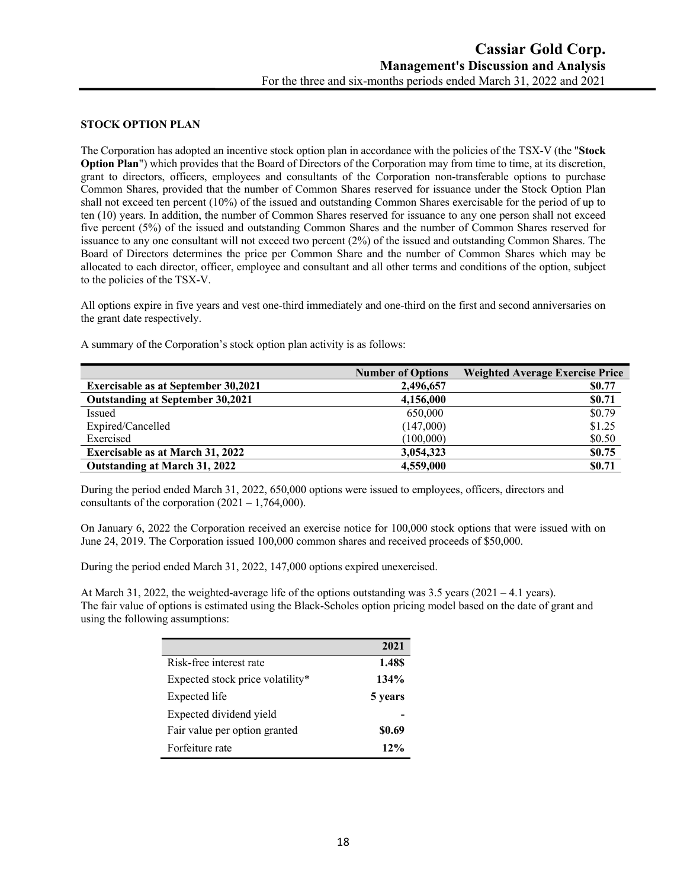## STOCK OPTION PLAN

The Corporation has adopted an incentive stock option plan in accordance with the policies of the TSX-V (the "**Stock Option Plan**") which provides that the Board of Directors of the Corporation may from time to time, at its discretion, grant to directors, officers, employees and consultants of the Corporation non-transferable options to purchase Common Shares, provided that the number of Common Shares reserved for issuance under the Stock Option Plan shall not exceed ten percent (10%) of the issued and outstanding Common Shares exercisable for the period of up to ten (10) years. In addition, the number of Common Shares reserved for issuance to any one person shall not exceed five percent (5%) of the issued and outstanding Common Shares and the number of Common Shares reserved for issuance to any one consultant will not exceed two percent (2%) of the issued and outstanding Common Shares. The Board of Directors determines the price per Common Share and the number of Common Shares which may be allocated to each director, officer, employee and consultant and all other terms and conditions of the option, subject to the policies of the TSX-V.

All options expire in five years and vest one-third immediately and one-third on the first and second anniversaries on the grant date respectively.

A summary of the Corporation's stock option plan activity is as follows:

| | Number of Options | Weighted Average Exercise Price |
|---|---|---|
| **Exercisable as at September 30,2021** | **2,496,657** | **$0.77** |
| **Outstanding at September 30,2021** | **4,156,000** | **$0.71** |
| Issued | 650,000 | $0.79 |
| Expired/Cancelled | (147,000) | $1.25 |
| Exercised | (100,000) | $0.50 |
| **Exercisable as at March 31, 2022** | **3,054,323** | **$0.75** |
| **Outstanding at March 31, 2022** | **4,559,000** | **$0.71** |

During the period ended March 31, 2022, 650,000 options were issued to employees, officers, directors and consultants of the corporation (2021 – 1,764,000).

On January 6, 2022 the Corporation received an exercise notice for 100,000 stock options that were issued with on June 24, 2019. The Corporation issued 100,000 common shares and received proceeds of $50,000.

During the period ended March 31, 2022, 147,000 options expired unexercised.

At March 31, 2022, the weighted-average life of the options outstanding was 3.5 years (2021 – 4.1 years).
The fair value of options is estimated using the Black-Scholes option pricing model based on the date of grant and using the following assumptions:

| | 2021 |
|---|---|
| Risk-free interest rate | **1.48$** |
| Expected stock price volatility* | **134%** |
| Expected life | **5 years** |
| Expected dividend yield | **-** |
| Fair value per option granted | **$0.69** |
| Forfeiture rate | **12%** |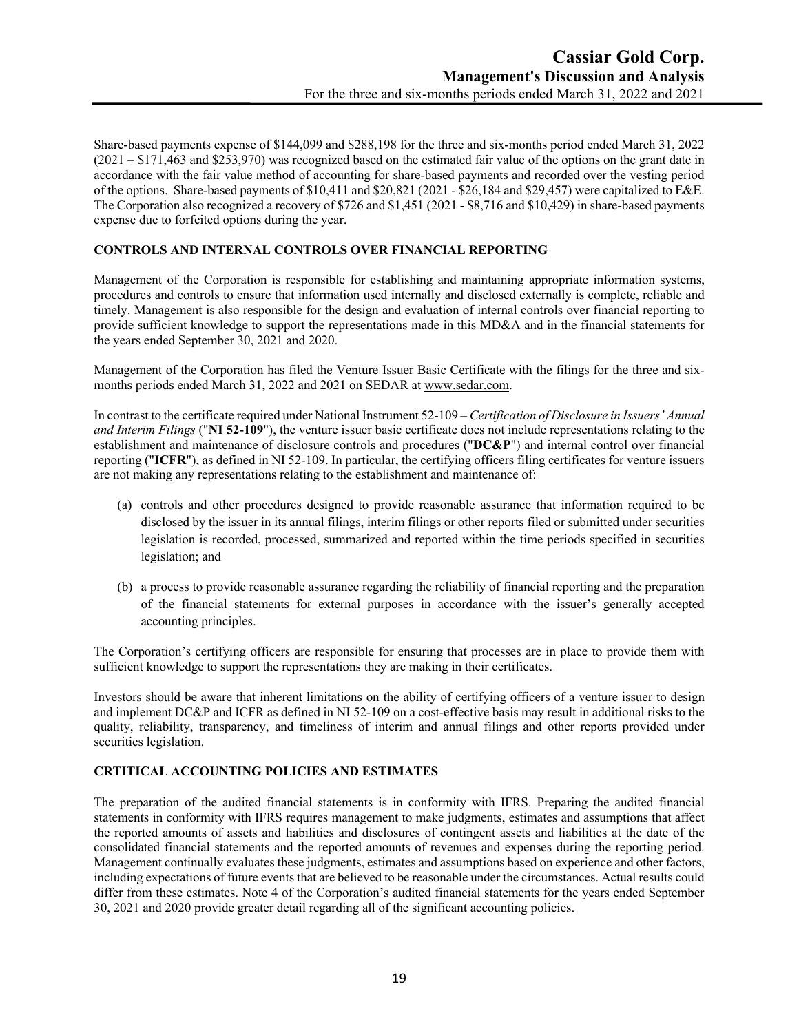Share-based payments expense of $144,099 and $288,198 for the three and six-months period ended March 31, 2022 (2021 – $171,463 and $253,970) was recognized based on the estimated fair value of the options on the grant date in accordance with the fair value method of accounting for share-based payments and recorded over the vesting period of the options. Share-based payments of $10,411 and $20,821 (2021 - $26,184 and $29,457) were capitalized to E&E. The Corporation also recognized a recovery of $726 and $1,451 (2021 - $8,716 and $10,429) in share-based payments expense due to forfeited options during the year.

## CONTROLS AND INTERNAL CONTROLS OVER FINANCIAL REPORTING

Management of the Corporation is responsible for establishing and maintaining appropriate information systems, procedures and controls to ensure that information used internally and disclosed externally is complete, reliable and timely. Management is also responsible for the design and evaluation of internal controls over financial reporting to provide sufficient knowledge to support the representations made in this MD&A and in the financial statements for the years ended September 30, 2021 and 2020.

Management of the Corporation has filed the Venture Issuer Basic Certificate with the filings for the three and six-months periods ended March 31, 2022 and 2021 on SEDAR at www.sedar.com.

In contrast to the certificate required under National Instrument 52-109 – *Certification of Disclosure in Issuers' Annual and Interim Filings* ("**NI 52-109**"), the venture issuer basic certificate does not include representations relating to the establishment and maintenance of disclosure controls and procedures ("**DC&P**") and internal control over financial reporting ("**ICFR**"), as defined in NI 52-109. In particular, the certifying officers filing certificates for venture issuers are not making any representations relating to the establishment and maintenance of:

(a) controls and other procedures designed to provide reasonable assurance that information required to be disclosed by the issuer in its annual filings, interim filings or other reports filed or submitted under securities legislation is recorded, processed, summarized and reported within the time periods specified in securities legislation; and

(b) a process to provide reasonable assurance regarding the reliability of financial reporting and the preparation of the financial statements for external purposes in accordance with the issuer's generally accepted accounting principles.

The Corporation's certifying officers are responsible for ensuring that processes are in place to provide them with sufficient knowledge to support the representations they are making in their certificates.

Investors should be aware that inherent limitations on the ability of certifying officers of a venture issuer to design and implement DC&P and ICFR as defined in NI 52-109 on a cost-effective basis may result in additional risks to the quality, reliability, transparency, and timeliness of interim and annual filings and other reports provided under securities legislation.

## CRTITICAL ACCOUNTING POLICIES AND ESTIMATES

The preparation of the audited financial statements is in conformity with IFRS. Preparing the audited financial statements in conformity with IFRS requires management to make judgments, estimates and assumptions that affect the reported amounts of assets and liabilities and disclosures of contingent assets and liabilities at the date of the consolidated financial statements and the reported amounts of revenues and expenses during the reporting period. Management continually evaluates these judgments, estimates and assumptions based on experience and other factors, including expectations of future events that are believed to be reasonable under the circumstances. Actual results could differ from these estimates. Note 4 of the Corporation's audited financial statements for the years ended September 30, 2021 and 2020 provide greater detail regarding all of the significant accounting policies.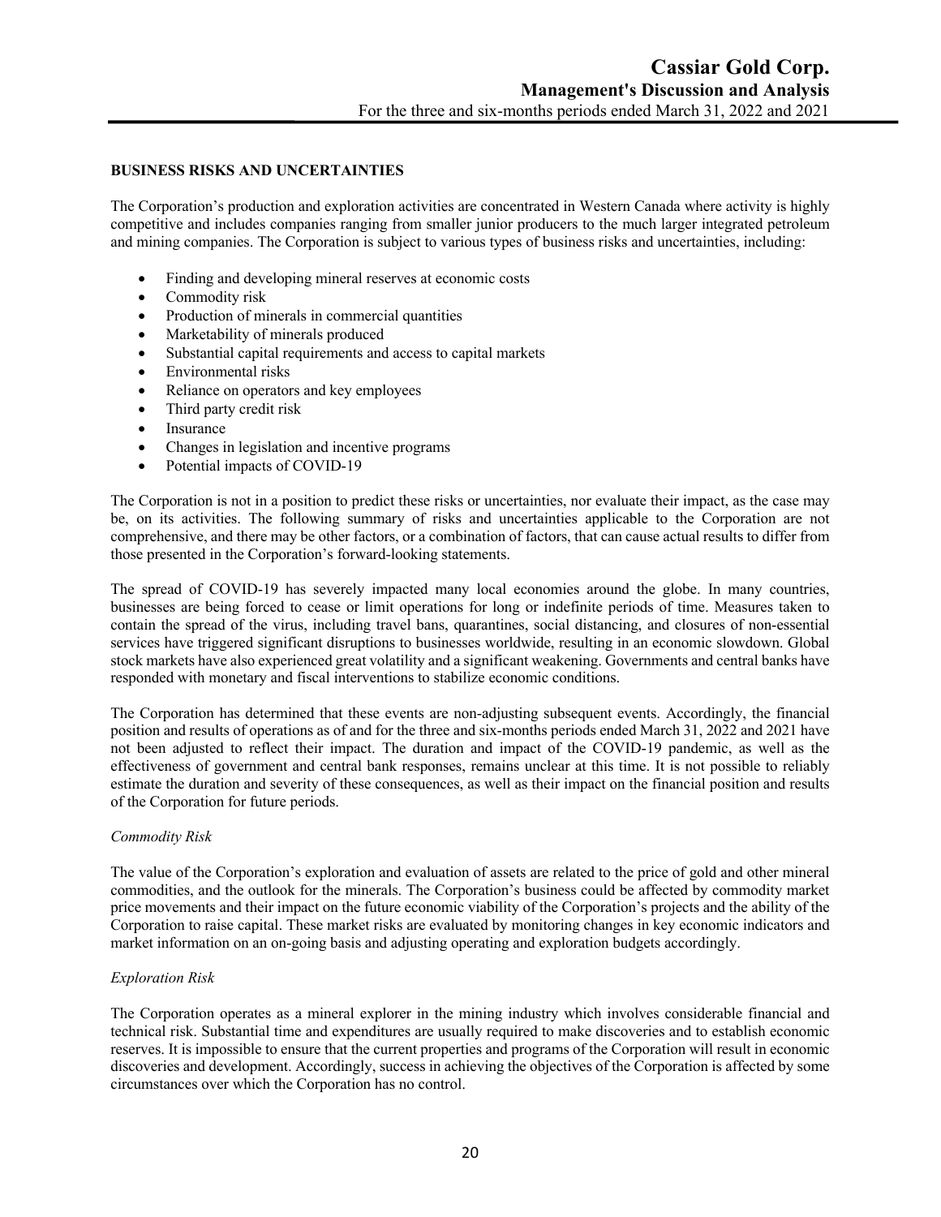## BUSINESS RISKS AND UNCERTAINTIES

The Corporation's production and exploration activities are concentrated in Western Canada where activity is highly competitive and includes companies ranging from smaller junior producers to the much larger integrated petroleum and mining companies. The Corporation is subject to various types of business risks and uncertainties, including:

- Finding and developing mineral reserves at economic costs
- Commodity risk
- Production of minerals in commercial quantities
- Marketability of minerals produced
- Substantial capital requirements and access to capital markets
- Environmental risks
- Reliance on operators and key employees
- Third party credit risk
- Insurance
- Changes in legislation and incentive programs
- Potential impacts of COVID-19

The Corporation is not in a position to predict these risks or uncertainties, nor evaluate their impact, as the case may be, on its activities. The following summary of risks and uncertainties applicable to the Corporation are not comprehensive, and there may be other factors, or a combination of factors, that can cause actual results to differ from those presented in the Corporation's forward-looking statements.

The spread of COVID-19 has severely impacted many local economies around the globe. In many countries, businesses are being forced to cease or limit operations for long or indefinite periods of time. Measures taken to contain the spread of the virus, including travel bans, quarantines, social distancing, and closures of non-essential services have triggered significant disruptions to businesses worldwide, resulting in an economic slowdown. Global stock markets have also experienced great volatility and a significant weakening. Governments and central banks have responded with monetary and fiscal interventions to stabilize economic conditions.

The Corporation has determined that these events are non-adjusting subsequent events. Accordingly, the financial position and results of operations as of and for the three and six-months periods ended March 31, 2022 and 2021 have not been adjusted to reflect their impact. The duration and impact of the COVID-19 pandemic, as well as the effectiveness of government and central bank responses, remains unclear at this time. It is not possible to reliably estimate the duration and severity of these consequences, as well as their impact on the financial position and results of the Corporation for future periods.

*Commodity Risk*

The value of the Corporation's exploration and evaluation of assets are related to the price of gold and other mineral commodities, and the outlook for the minerals. The Corporation's business could be affected by commodity market price movements and their impact on the future economic viability of the Corporation's projects and the ability of the Corporation to raise capital. These market risks are evaluated by monitoring changes in key economic indicators and market information on an on-going basis and adjusting operating and exploration budgets accordingly.

*Exploration Risk*

The Corporation operates as a mineral explorer in the mining industry which involves considerable financial and technical risk. Substantial time and expenditures are usually required to make discoveries and to establish economic reserves. It is impossible to ensure that the current properties and programs of the Corporation will result in economic discoveries and development. Accordingly, success in achieving the objectives of the Corporation is affected by some circumstances over which the Corporation has no control.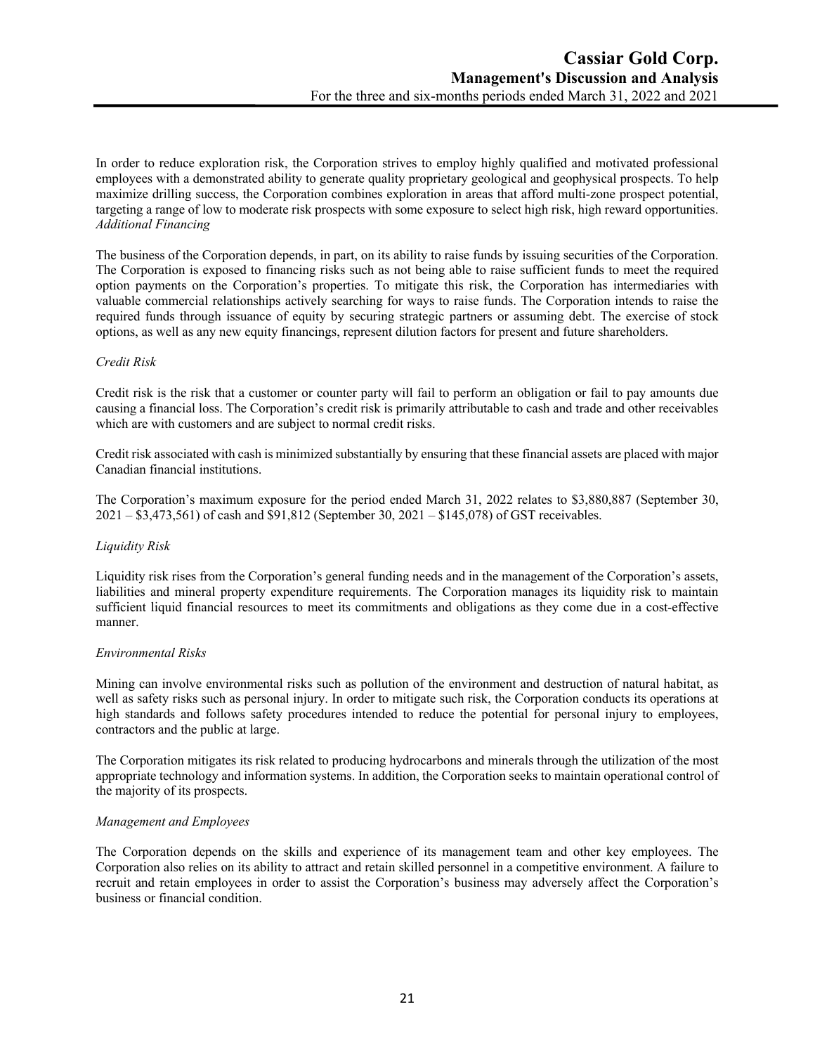In order to reduce exploration risk, the Corporation strives to employ highly qualified and motivated professional employees with a demonstrated ability to generate quality proprietary geological and geophysical prospects. To help maximize drilling success, the Corporation combines exploration in areas that afford multi-zone prospect potential, targeting a range of low to moderate risk prospects with some exposure to select high risk, high reward opportunities.

*Additional Financing*

The business of the Corporation depends, in part, on its ability to raise funds by issuing securities of the Corporation. The Corporation is exposed to financing risks such as not being able to raise sufficient funds to meet the required option payments on the Corporation's properties. To mitigate this risk, the Corporation has intermediaries with valuable commercial relationships actively searching for ways to raise funds. The Corporation intends to raise the required funds through issuance of equity by securing strategic partners or assuming debt. The exercise of stock options, as well as any new equity financings, represent dilution factors for present and future shareholders.

*Credit Risk*

Credit risk is the risk that a customer or counter party will fail to perform an obligation or fail to pay amounts due causing a financial loss. The Corporation's credit risk is primarily attributable to cash and trade and other receivables which are with customers and are subject to normal credit risks.

Credit risk associated with cash is minimized substantially by ensuring that these financial assets are placed with major Canadian financial institutions.

The Corporation's maximum exposure for the period ended March 31, 2022 relates to $3,880,887 (September 30, 2021 – $3,473,561) of cash and $91,812 (September 30, 2021 – $145,078) of GST receivables.

*Liquidity Risk*

Liquidity risk rises from the Corporation's general funding needs and in the management of the Corporation's assets, liabilities and mineral property expenditure requirements. The Corporation manages its liquidity risk to maintain sufficient liquid financial resources to meet its commitments and obligations as they come due in a cost-effective manner.

*Environmental Risks*

Mining can involve environmental risks such as pollution of the environment and destruction of natural habitat, as well as safety risks such as personal injury. In order to mitigate such risk, the Corporation conducts its operations at high standards and follows safety procedures intended to reduce the potential for personal injury to employees, contractors and the public at large.

The Corporation mitigates its risk related to producing hydrocarbons and minerals through the utilization of the most appropriate technology and information systems. In addition, the Corporation seeks to maintain operational control of the majority of its prospects.

*Management and Employees*

The Corporation depends on the skills and experience of its management team and other key employees. The Corporation also relies on its ability to attract and retain skilled personnel in a competitive environment. A failure to recruit and retain employees in order to assist the Corporation's business may adversely affect the Corporation's business or financial condition.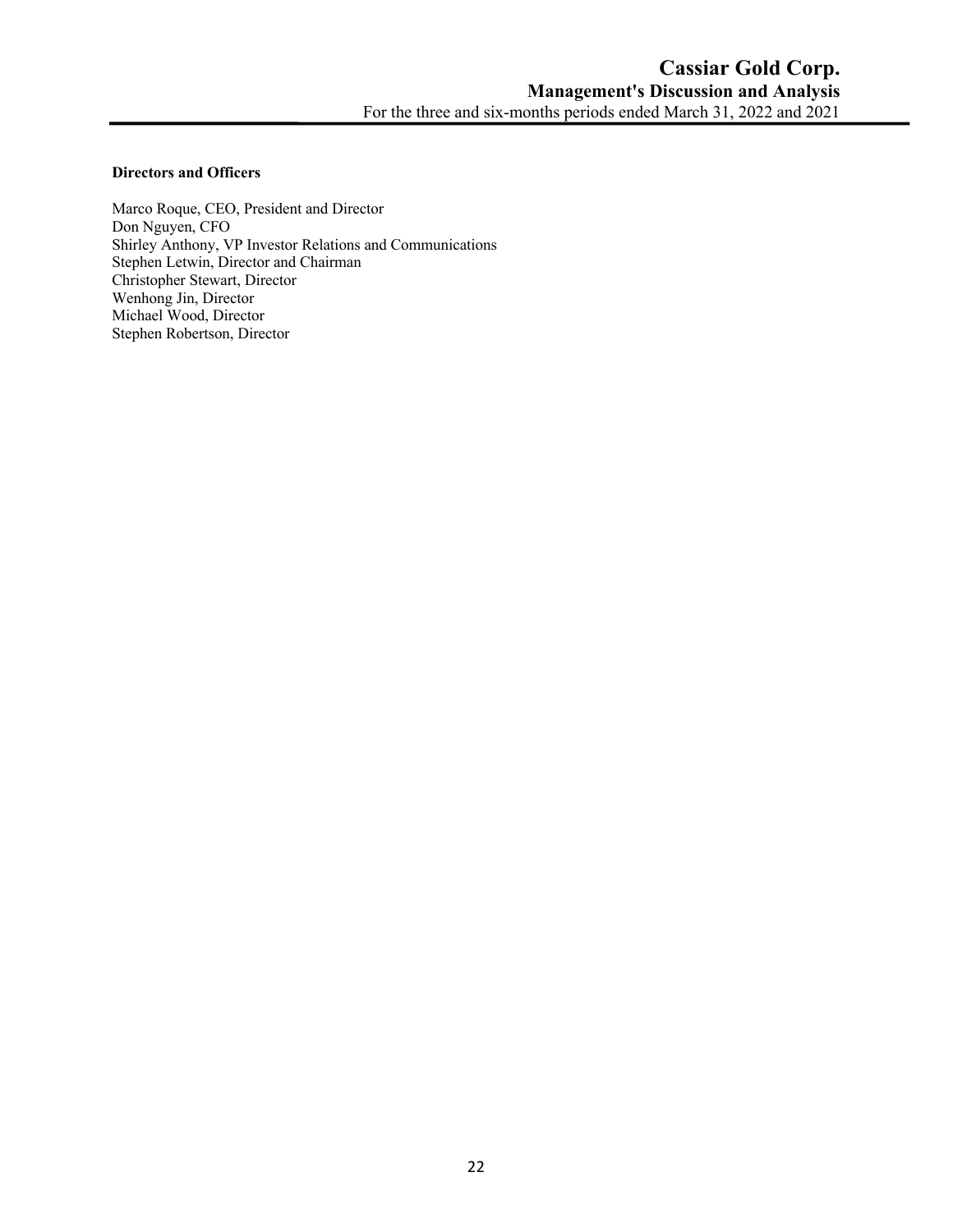**Directors and Officers**

Marco Roque, CEO, President and Director
Don Nguyen, CFO
Shirley Anthony, VP Investor Relations and Communications
Stephen Letwin, Director and Chairman
Christopher Stewart, Director
Wenhong Jin, Director
Michael Wood, Director
Stephen Robertson, Director